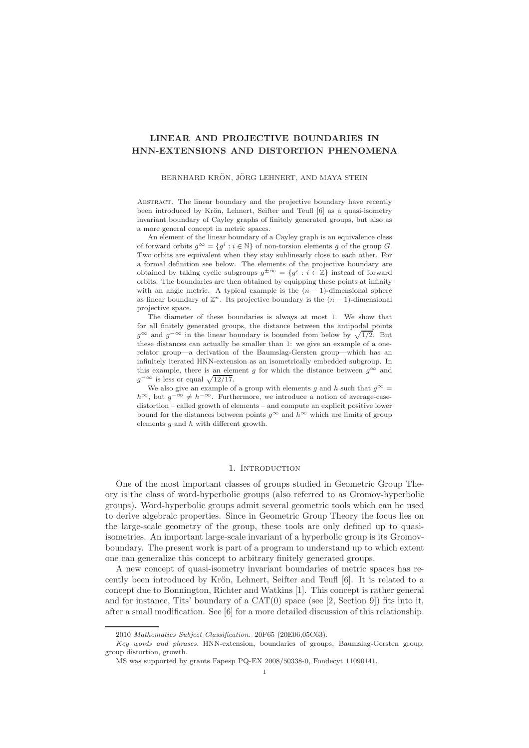# LINEAR AND PROJECTIVE BOUNDARIES IN HNN-EXTENSIONS AND DISTORTION PHENOMENA

BERNHARD KRÖN, JÖRG LEHNERT, AND MAYA STEIN

ABSTRACT. The linear boundary and the projective boundary have recently been introduced by Krön, Lehnert, Seifter and Teufl [6] as a quasi-isometry invariant boundary of Cayley graphs of finitely generated groups, but also as a more general concept in metric spaces.

An element of the linear boundary of a Cayley graph is an equivalence class of forward orbits $g^\infty = \{g^i : i \in \mathbb{N}\}$ of non-torsion elements $g$ of the group $G$. Two orbits are equivalent when they stay sublinearly close to each other. For a formal definition see below. The elements of the projective boundary are obtained by taking cyclic subgroups $g^{\pm\infty} = \{g^i : i \in \mathbb{Z}\}$ instead of forward orbits. The boundaries are then obtained by equipping these points at infinity with an angle metric. A typical example is the $(n-1)$-dimensional sphere as linear boundary of $\mathbb{Z}^n$. Its projective boundary is the $(n-1)$-dimensional projective space.

The diameter of these boundaries is always at most 1. We show that for all finitely generated groups, the distance between the antipodal points $g^\infty$ and $g^{-\infty}$ in the linear boundary is bounded from below by $\sqrt{1/2}$. But these distances can actually be smaller than 1: we give an example of a one-relator group—a derivation of the Baumslag-Gersten group—which has an infinitely iterated HNN-extension as an isometrically embedded subgroup. In this example, there is an element $g$ for which the distance between $g^\infty$ and $g^{-\infty}$ is less or equal $\sqrt{12/17}$.

We also give an example of a group with elements $g$ and $h$ such that $g^\infty = h^\infty$, but $g^{-\infty} \neq h^{-\infty}$. Furthermore, we introduce a notion of average-case-distortion – called growth of elements – and compute an explicit positive lower bound for the distances between points $g^\infty$ and $h^\infty$ which are limits of group elements $g$ and $h$ with different growth.

## 1. Introduction

One of the most important classes of groups studied in Geometric Group Theory is the class of word-hyperbolic groups (also referred to as Gromov-hyperbolic groups). Word-hyperbolic groups admit several geometric tools which can be used to derive algebraic properties. Since in Geometric Group Theory the focus lies on the large-scale geometry of the group, these tools are only defined up to quasi-isometries. An important large-scale invariant of a hyperbolic group is its Gromov-boundary. The present work is part of a program to understand up to which extent one can generalize this concept to arbitrary finitely generated groups.

A new concept of quasi-isometry invariant boundaries of metric spaces has recently been introduced by Krön, Lehnert, Seifter and Teufl [6]. It is related to a concept due to Bonnington, Richter and Watkins [1]. This concept is rather general and for instance, Tits' boundary of a CAT(0) space (see [2, Section 9]) fits into it, after a small modification. See [6] for a more detailed discussion of this relationship.

---

2010 *Mathematics Subject Classification.* 20F65 (20E06,05C63).

*Key words and phrases.* HNN-extension, boundaries of groups, Baumslag-Gersten group, group distortion, growth.

MS was supported by grants Fapesp PQ-EX 2008/50338-0, Fondecyt 11090141.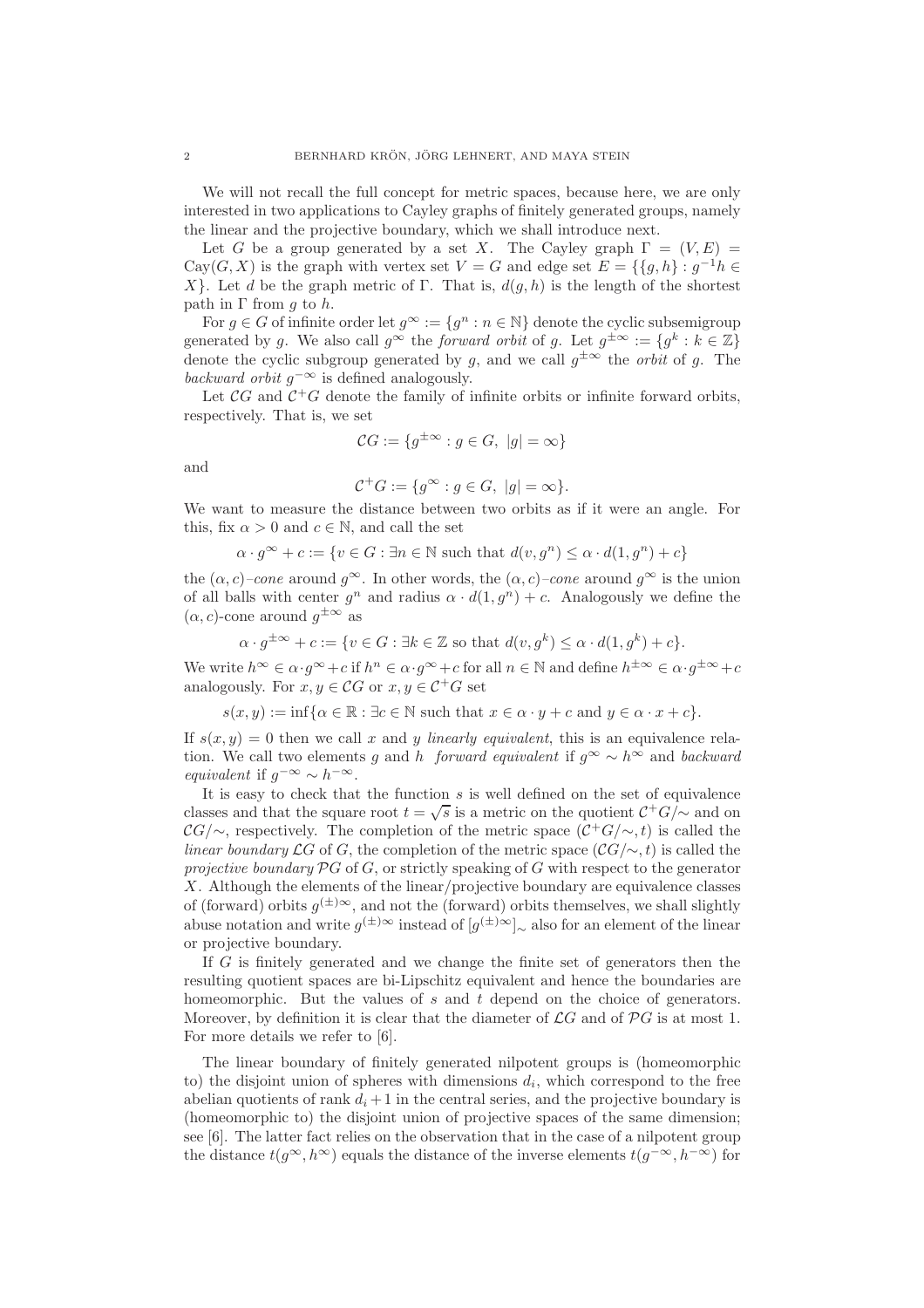We will not recall the full concept for metric spaces, because here, we are only interested in two applications to Cayley graphs of finitely generated groups, namely the linear and the projective boundary, which we shall introduce next.

Let $G$ be a group generated by a set $X$. The Cayley graph $\Gamma = (V, E) = \mathrm{Cay}(G, X)$ is the graph with vertex set $V = G$ and edge set $E = \{\{g, h\} : g^{-1}h \in X\}$. Let $d$ be the graph metric of $\Gamma$. That is, $d(g, h)$ is the length of the shortest path in $\Gamma$ from $g$ to $h$.

For $g \in G$ of infinite order let $g^\infty := \{g^n : n \in \mathbb{N}\}$ denote the cyclic subsemigroup generated by $g$. We also call $g^\infty$ the *forward orbit* of $g$. Let $g^{\pm\infty} := \{g^k : k \in \mathbb{Z}\}$ denote the cyclic subgroup generated by $g$, and we call $g^{\pm\infty}$ the *orbit* of $g$. The *backward orbit* $g^{-\infty}$ is defined analogously.

Let $\mathcal{C}G$ and $\mathcal{C}^+G$ denote the family of infinite orbits or infinite forward orbits, respectively. That is, we set

$$\mathcal{C}G := \{g^{\pm\infty} : g \in G,\ |g| = \infty\}$$

and

$$\mathcal{C}^+G := \{g^{\infty} : g \in G,\ |g| = \infty\}.$$

We want to measure the distance between two orbits as if it were an angle. For this, fix $\alpha > 0$ and $c \in \mathbb{N}$, and call the set

$$\alpha \cdot g^\infty + c := \{v \in G : \exists n \in \mathbb{N} \text{ such that } d(v, g^n) \leq \alpha \cdot d(1, g^n) + c\}$$

the $(\alpha, c)$*–cone* around $g^\infty$. In other words, the $(\alpha, c)$*–cone* around $g^\infty$ is the union of all balls with center $g^n$ and radius $\alpha \cdot d(1, g^n) + c$. Analogously we define the $(\alpha, c)$-cone around $g^{\pm\infty}$ as

$$\alpha \cdot g^{\pm\infty} + c := \{v \in G : \exists k \in \mathbb{Z} \text{ so that } d(v, g^k) \leq \alpha \cdot d(1, g^k) + c\}.$$

We write $h^\infty \in \alpha \cdot g^\infty + c$ if $h^n \in \alpha \cdot g^\infty + c$ for all $n \in \mathbb{N}$ and define $h^{\pm\infty} \in \alpha \cdot g^{\pm\infty} + c$ analogously. For $x, y \in \mathcal{C}G$ or $x, y \in \mathcal{C}^+G$ set

$$s(x, y) := \inf\{\alpha \in \mathbb{R} : \exists c \in \mathbb{N} \text{ such that } x \in \alpha \cdot y + c \text{ and } y \in \alpha \cdot x + c\}.$$

If $s(x, y) = 0$ then we call $x$ and $y$ *linearly equivalent*, this is an equivalence relation. We call two elements $g$ and $h$ *forward equivalent* if $g^\infty \sim h^\infty$ and *backward equivalent* if $g^{-\infty} \sim h^{-\infty}$.

It is easy to check that the function $s$ is well defined on the set of equivalence classes and that the square root $t = \sqrt{s}$ is a metric on the quotient $\mathcal{C}^+G/\sim$ and on $\mathcal{C}G/\sim$, respectively. The completion of the metric space $(\mathcal{C}^+G/\sim, t)$ is called the *linear boundary* $\mathcal{L}G$ of $G$, the completion of the metric space $(\mathcal{C}G/\sim, t)$ is called the *projective boundary* $\mathcal{P}G$ of $G$, or strictly speaking of $G$ with respect to the generator $X$. Although the elements of the linear/projective boundary are equivalence classes of (forward) orbits $g^{(\pm)\infty}$, and not the (forward) orbits themselves, we shall slightly abuse notation and write $g^{(\pm)\infty}$ instead of $[g^{(\pm)\infty}]_\sim$ also for an element of the linear or projective boundary.

If $G$ is finitely generated and we change the finite set of generators then the resulting quotient spaces are bi-Lipschitz equivalent and hence the boundaries are homeomorphic. But the values of $s$ and $t$ depend on the choice of generators. Moreover, by definition it is clear that the diameter of $\mathcal{L}G$ and of $\mathcal{P}G$ is at most 1. For more details we refer to [6].

The linear boundary of finitely generated nilpotent groups is (homeomorphic to) the disjoint union of spheres with dimensions $d_i$, which correspond to the free abelian quotients of rank $d_i + 1$ in the central series, and the projective boundary is (homeomorphic to) the disjoint union of projective spaces of the same dimension; see [6]. The latter fact relies on the observation that in the case of a nilpotent group the distance $t(g^\infty, h^\infty)$ equals the distance of the inverse elements $t(g^{-\infty}, h^{-\infty})$ for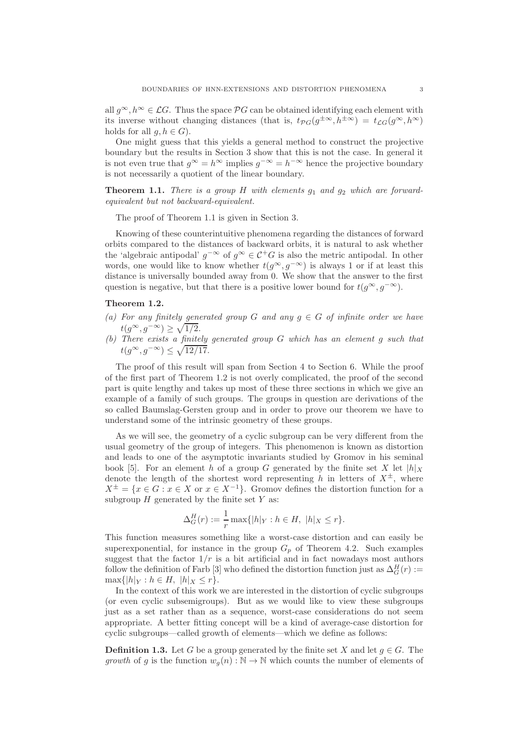all $g^\infty, h^\infty \in \mathcal{L}G$. Thus the space $\mathcal{P}G$ can be obtained identifying each element with its inverse without changing distances (that is, $t_{\mathcal{P}G}(g^{\pm\infty}, h^{\pm\infty}) = t_{\mathcal{L}G}(g^\infty, h^\infty)$ holds for all $g, h \in G$).

One might guess that this yields a general method to construct the projective boundary but the results in Section 3 show that this is not the case. In general it is not even true that $g^\infty = h^\infty$ implies $g^{-\infty} = h^{-\infty}$ hence the projective boundary is not necessarily a quotient of the linear boundary.

**Theorem 1.1.** *There is a group $H$ with elements $g_1$ and $g_2$ which are forward-equivalent but not backward-equivalent.*

The proof of Theorem 1.1 is given in Section 3.

Knowing of these counterintuitive phenomena regarding the distances of forward orbits compared to the distances of backward orbits, it is natural to ask whether the 'algebraic antipodal' $g^{-\infty}$ of $g^\infty \in \mathcal{C}^+G$ is also the metric antipodal. In other words, one would like to know whether $t(g^\infty, g^{-\infty})$ is always 1 or if at least this distance is universally bounded away from 0. We show that the answer to the first question is negative, but that there is a positive lower bound for $t(g^\infty, g^{-\infty})$.

**Theorem 1.2.**

*(a) For any finitely generated group $G$ and any $g \in G$ of infinite order we have $t(g^\infty, g^{-\infty}) \geq \sqrt{1/2}$.*

*(b) There exists a finitely generated group $G$ which has an element $g$ such that $t(g^\infty, g^{-\infty}) \leq \sqrt{12/17}$.*

The proof of this result will span from Section 4 to Section 6. While the proof of the first part of Theorem 1.2 is not overly complicated, the proof of the second part is quite lengthy and takes up most of these three sections in which we give an example of a family of such groups. The groups in question are derivations of the so called Baumslag-Gersten group and in order to prove our theorem we have to understand some of the intrinsic geometry of these groups.

As we will see, the geometry of a cyclic subgroup can be very different from the usual geometry of the group of integers. This phenomenon is known as distortion and leads to one of the asymptotic invariants studied by Gromov in his seminal book [5]. For an element $h$ of a group $G$ generated by the finite set $X$ let $|h|_X$ denote the length of the shortest word representing $h$ in letters of $X^\pm$, where $X^\pm = \{x \in G : x \in X \text{ or } x \in X^{-1}\}$. Gromov defines the distortion function for a subgroup $H$ generated by the finite set $Y$ as:

$$\Delta_G^H(r) := \frac{1}{r}\max\{|h|_Y : h \in H,\ |h|_X \leq r\}.$$

This function measures something like a worst-case distortion and can easily be superexponential, for instance in the group $G_p$ of Theorem 4.2. Such examples suggest that the factor $1/r$ is a bit artificial and in fact nowadays most authors follow the definition of Farb [3] who defined the distortion function just as $\Delta_G^H(r) := \max\{|h|_Y : h \in H,\ |h|_X \leq r\}$.

In the context of this work we are interested in the distortion of cyclic subgroups (or even cyclic subsemigroups). But as we would like to view these subgroups just as a set rather than as a sequence, worst-case considerations do not seem appropriate. A better fitting concept will be a kind of average-case distortion for cyclic subgroups—called growth of elements—which we define as follows:

**Definition 1.3.** Let $G$ be a group generated by the finite set $X$ and let $g \in G$. The *growth* of $g$ is the function $w_g(n) : \mathbb{N} \to \mathbb{N}$ which counts the number of elements of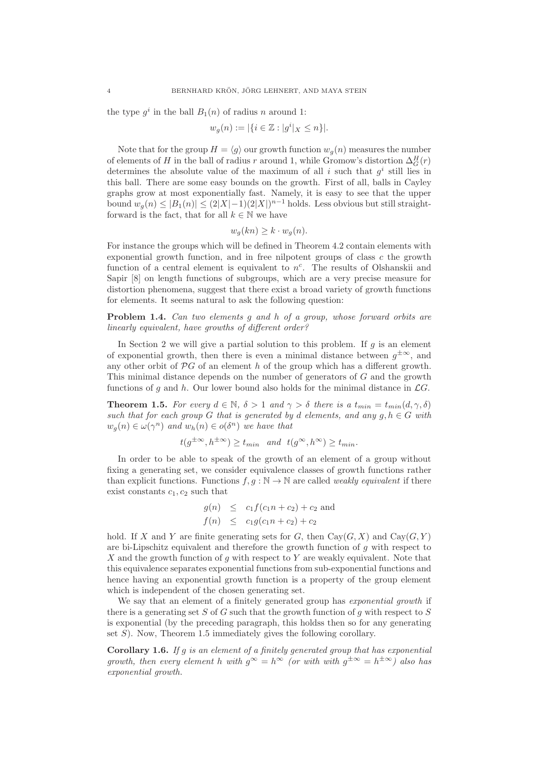the type $g^i$ in the ball $B_1(n)$ of radius $n$ around 1:

$$w_g(n) := |\{i \in \mathbb{Z} : |g^i|_X \leq n\}|.$$

Note that for the group $H = \langle g \rangle$ our growth function $w_g(n)$ measures the number of elements of $H$ in the ball of radius $r$ around 1, while Gromow's distortion $\Delta_G^H(r)$ determines the absolute value of the maximum of all $i$ such that $g^i$ still lies in this ball. There are some easy bounds on the growth. First of all, balls in Cayley graphs grow at most exponentially fast. Namely, it is easy to see that the upper bound $w_g(n) \leq |B_1(n)| \leq (2|X|-1)(2|X|)^{n-1}$ holds. Less obvious but still straightforward is the fact, that for all $k \in \mathbb{N}$ we have

$$w_g(kn) \geq k \cdot w_g(n).$$

For instance the groups which will be defined in Theorem 4.2 contain elements with exponential growth function, and in free nilpotent groups of class $c$ the growth function of a central element is equivalent to $n^c$. The results of Olshanskii and Sapir [8] on length functions of subgroups, which are a very precise measure for distortion phenomena, suggest that there exist a broad variety of growth functions for elements. It seems natural to ask the following question:

**Problem 1.4.** *Can two elements $g$ and $h$ of a group, whose forward orbits are linearly equivalent, have growths of different order?*

In Section 2 we will give a partial solution to this problem. If $g$ is an element of exponential growth, then there is even a minimal distance between $g^{\pm\infty}$, and any other orbit of $\mathcal{P}G$ of an element $h$ of the group which has a different growth. This minimal distance depends on the number of generators of $G$ and the growth functions of $g$ and $h$. Our lower bound also holds for the minimal distance in $\mathcal{L}G$.

**Theorem 1.5.** *For every $d \in \mathbb{N}$, $\delta > 1$ and $\gamma > \delta$ there is a $t_{min} = t_{min}(d, \gamma, \delta)$ such that for each group $G$ that is generated by $d$ elements, and any $g, h \in G$ with $w_g(n) \in \omega(\gamma^n)$ and $w_h(n) \in o(\delta^n)$ we have that*

$$t(g^{\pm\infty}, h^{\pm\infty}) \geq t_{min} \quad and \quad t(g^{\infty}, h^{\infty}) \geq t_{min}.$$

In order to be able to speak of the growth of an element of a group without fixing a generating set, we consider equivalence classes of growth functions rather than explicit functions. Functions $f, g : \mathbb{N} \to \mathbb{N}$ are called *weakly equivalent* if there exist constants $c_1, c_2$ such that

$$\begin{aligned} g(n) &\leq c_1 f(c_1 n + c_2) + c_2 \text{ and} \\ f(n) &\leq c_1 g(c_1 n + c_2) + c_2 \end{aligned}$$

hold. If $X$ and $Y$ are finite generating sets for $G$, then $\mathrm{Cay}(G, X)$ and $\mathrm{Cay}(G, Y)$ are bi-Lipschitz equivalent and therefore the growth function of $g$ with respect to $X$ and the growth function of $g$ with respect to $Y$ are weakly equivalent. Note that this equivalence separates exponential functions from sub-exponential functions and hence having an exponential growth function is a property of the group element which is independent of the chosen generating set.

We say that an element of a finitely generated group has *exponential growth* if there is a generating set $S$ of $G$ such that the growth function of $g$ with respect to $S$ is exponential (by the preceding paragraph, this holdss then so for any generating set $S$). Now, Theorem 1.5 immediately gives the following corollary.

**Corollary 1.6.** *If $g$ is an element of a finitely generated group that has exponential growth, then every element $h$ with $g^\infty = h^\infty$ (or with with $g^{\pm\infty} = h^{\pm\infty}$) also has exponential growth.*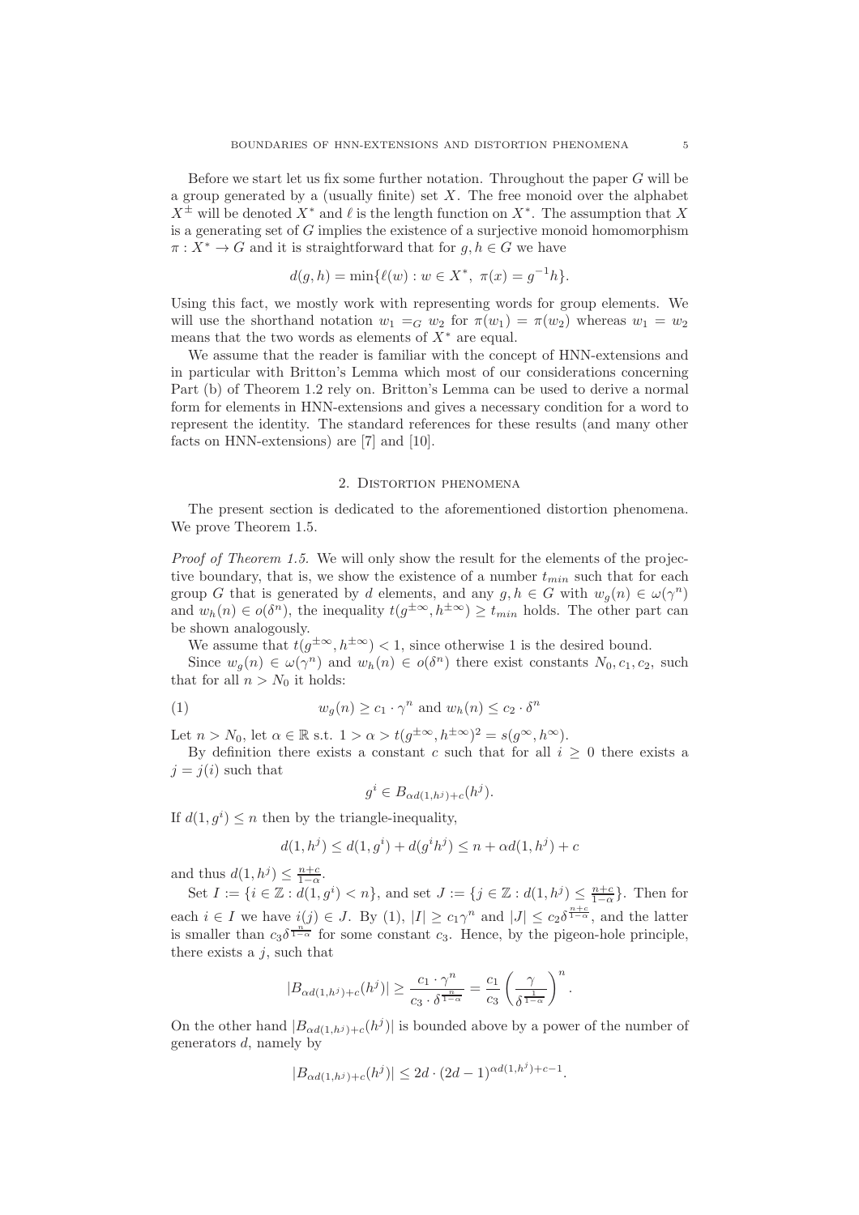Before we start let us fix some further notation. Throughout the paper $G$ will be a group generated by a (usually finite) set $X$. The free monoid over the alphabet $X^{\pm}$ will be denoted $X^*$ and $\ell$ is the length function on $X^*$. The assumption that $X$ is a generating set of $G$ implies the existence of a surjective monoid homomorphism $\pi : X^* \to G$ and it is straightforward that for $g, h \in G$ we have

$$d(g, h) = \min\{\ell(w) : w \in X^*,\ \pi(x) = g^{-1}h\}.$$

Using this fact, we mostly work with representing words for group elements. We will use the shorthand notation $w_1 =_G w_2$ for $\pi(w_1) = \pi(w_2)$ whereas $w_1 = w_2$ means that the two words as elements of $X^*$ are equal.

We assume that the reader is familiar with the concept of HNN-extensions and in particular with Britton's Lemma which most of our considerations concerning Part (b) of Theorem 1.2 rely on. Britton's Lemma can be used to derive a normal form for elements in HNN-extensions and gives a necessary condition for a word to represent the identity. The standard references for these results (and many other facts on HNN-extensions) are [7] and [10].

## 2. Distortion phenomena

The present section is dedicated to the aforementioned distortion phenomena. We prove Theorem 1.5.

*Proof of Theorem 1.5.* We will only show the result for the elements of the projective boundary, that is, we show the existence of a number $t_{min}$ such that for each group $G$ that is generated by $d$ elements, and any $g, h \in G$ with $w_g(n) \in \omega(\gamma^n)$ and $w_h(n) \in o(\delta^n)$, the inequality $t(g^{\pm\infty}, h^{\pm\infty}) \geq t_{min}$ holds. The other part can be shown analogously.

We assume that $t(g^{\pm\infty}, h^{\pm\infty}) < 1$, since otherwise 1 is the desired bound.

Since $w_g(n) \in \omega(\gamma^n)$ and $w_h(n) \in o(\delta^n)$ there exist constants $N_0, c_1, c_2$, such that for all $n > N_0$ it holds:

$$w_g(n) \geq c_1 \cdot \gamma^n \text{ and } w_h(n) \leq c_2 \cdot \delta^n \tag{1}$$

Let $n > N_0$, let $\alpha \in \mathbb{R}$ s.t. $1 > \alpha > t(g^{\pm\infty}, h^{\pm\infty})^2 = s(g^{\infty}, h^{\infty})$.

By definition there exists a constant $c$ such that for all $i \geq 0$ there exists a $j = j(i)$ such that

$$g^i \in B_{\alpha d(1,h^j)+c}(h^j).$$

If $d(1, g^i) \leq n$ then by the triangle-inequality,

$$d(1, h^j) \leq d(1, g^i) + d(g^i h^j) \leq n + \alpha d(1, h^j) + c$$

and thus $d(1, h^j) \leq \frac{n+c}{1-\alpha}$.

Set $I := \{i \in \mathbb{Z} : d(1, g^i) < n\}$, and set $J := \{j \in \mathbb{Z} : d(1, h^j) \leq \frac{n+c}{1-\alpha}\}$. Then for each $i \in I$ we have $i(j) \in J$. By (1), $|I| \geq c_1\gamma^n$ and $|J| \leq c_2\delta^{\frac{n+c}{1-\alpha}}$, and the latter is smaller than $c_3\delta^{\frac{n}{1-\alpha}}$ for some constant $c_3$. Hence, by the pigeon-hole principle, there exists a $j$, such that

$$|B_{\alpha d(1,h^j)+c}(h^j)| \geq \frac{c_1 \cdot \gamma^n}{c_3 \cdot \delta^{\frac{n}{1-\alpha}}} = \frac{c_1}{c_3}\left(\frac{\gamma}{\delta^{\frac{1}{1-\alpha}}}\right)^n.$$

On the other hand $|B_{\alpha d(1,h^j)+c}(h^j)|$ is bounded above by a power of the number of generators $d$, namely by

$$|B_{\alpha d(1,h^j)+c}(h^j)| \leq 2d \cdot (2d-1)^{\alpha d(1,h^j)+c-1}.$$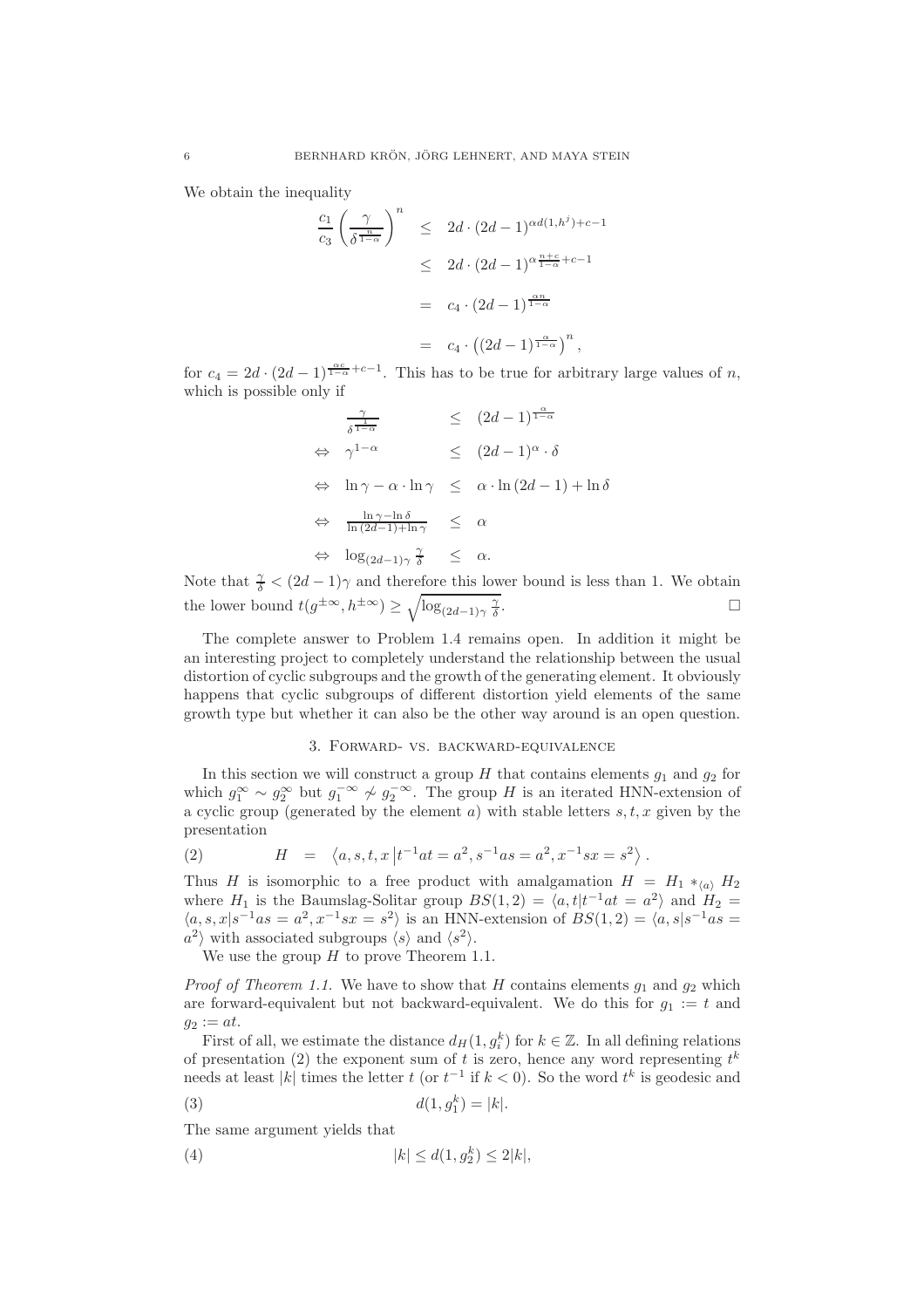We obtain the inequality

$$
\begin{aligned}
\frac{c_1}{c_3}\left(\frac{\gamma}{\delta^{\frac{n}{1-\alpha}}}\right)^n &\leq 2d\cdot(2d-1)^{\alpha d(1,h^j)+c-1}\\
&\leq 2d\cdot(2d-1)^{\alpha\frac{n+c}{1-\alpha}+c-1}\\
&= c_4\cdot(2d-1)^{\frac{\alpha n}{1-\alpha}}\\
&= c_4\cdot\left((2d-1)^{\frac{\alpha}{1-\alpha}}\right)^n,
\end{aligned}
$$

for $c_4 = 2d\cdot(2d-1)^{\frac{\alpha c}{1-\alpha}+c-1}$. This has to be true for arbitrary large values of $n$, which is possible only if

$$
\begin{aligned}
&\frac{\gamma}{\delta^{\frac{1}{1-\alpha}}} &&\leq (2d-1)^{\frac{\alpha}{1-\alpha}}\\
\Leftrightarrow\ &\gamma^{1-\alpha} &&\leq (2d-1)^{\alpha}\cdot\delta\\
\Leftrightarrow\ &\ln\gamma-\alpha\cdot\ln\gamma &&\leq \alpha\cdot\ln(2d-1)+\ln\delta\\
\Leftrightarrow\ &\frac{\ln\gamma-\ln\delta}{\ln(2d-1)+\ln\gamma} &&\leq \alpha\\
\Leftrightarrow\ &\log_{(2d-1)\gamma}\frac{\gamma}{\delta} &&\leq \alpha.
\end{aligned}
$$

Note that $\frac{\gamma}{\delta} < (2d-1)\gamma$ and therefore this lower bound is less than 1. We obtain the lower bound $t(g^{\pm\infty}, h^{\pm\infty}) \geq \sqrt{\log_{(2d-1)\gamma}\frac{\gamma}{\delta}}$. □

The complete answer to Problem 1.4 remains open. In addition it might be an interesting project to completely understand the relationship between the usual distortion of cyclic subgroups and the growth of the generating element. It obviously happens that cyclic subgroups of different distortion yield elements of the same growth type but whether it can also be the other way around is an open question.

## 3. Forward- vs. backward-equivalence

In this section we will construct a group $H$ that contains elements $g_1$ and $g_2$ for which $g_1^\infty \sim g_2^\infty$ but $g_1^{-\infty} \not\sim g_2^{-\infty}$. The group $H$ is an iterated HNN-extension of a cyclic group (generated by the element $a$) with stable letters $s, t, x$ given by the presentation

$$
H \;=\; \left\langle a, s, t, x \,\middle|\, t^{-1}at = a^2, s^{-1}as = a^2, x^{-1}sx = s^2\right\rangle. \tag{2}
$$

Thus $H$ is isomorphic to a free product with amalgamation $H = H_1 *_{\langle a\rangle} H_2$ where $H_1$ is the Baumslag-Solitar group $BS(1,2) = \langle a, t | t^{-1}at = a^2\rangle$ and $H_2 = \langle a, s, x | s^{-1}as = a^2, x^{-1}sx = s^2\rangle$ is an HNN-extension of $BS(1,2) = \langle a, s | s^{-1}as = a^2\rangle$ with associated subgroups $\langle s\rangle$ and $\langle s^2\rangle$.

We use the group $H$ to prove Theorem 1.1.

*Proof of Theorem 1.1.* We have to show that $H$ contains elements $g_1$ and $g_2$ which are forward-equivalent but not backward-equivalent. We do this for $g_1 := t$ and $g_2 := at$.

First of all, we estimate the distance $d_H(1, g_i^k)$ for $k \in \mathbb{Z}$. In all defining relations of presentation (2) the exponent sum of $t$ is zero, hence any word representing $t^k$ needs at least $|k|$ times the letter $t$ (or $t^{-1}$ if $k < 0$). So the word $t^k$ is geodesic and

$$
d(1, g_1^k) = |k|. \tag{3}
$$

The same argument yields that

$$
|k| \leq d(1, g_2^k) \leq 2|k|, \tag{4}
$$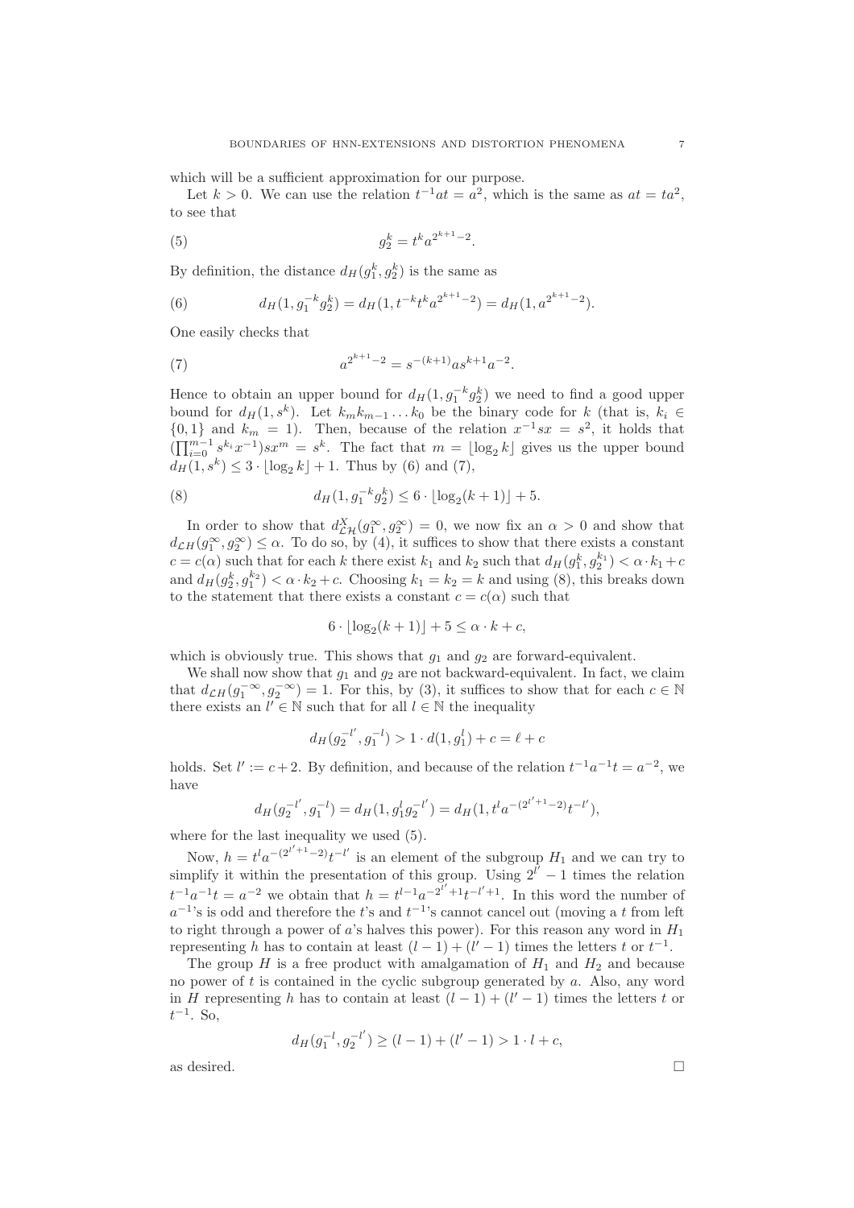which will be a sufficient approximation for our purpose.

Let $k > 0$. We can use the relation $t^{-1}at = a^2$, which is the same as $at = ta^2$, to see that

$$g_2^k = t^k a^{2^{k+1}-2}. \tag{5}$$

By definition, the distance $d_H(g_1^k, g_2^k)$ is the same as

$$d_H(1, g_1^{-k} g_2^k) = d_H(1, t^{-k} t^k a^{2^{k+1}-2}) = d_H(1, a^{2^{k+1}-2}). \tag{6}$$

One easily checks that

$$a^{2^{k+1}-2} = s^{-(k+1)} a s^{k+1} a^{-2}. \tag{7}$$

Hence to obtain an upper bound for $d_H(1, g_1^{-k} g_2^k)$ we need to find a good upper bound for $d_H(1, s^k)$. Let $k_m k_{m-1} \dots k_0$ be the binary code for $k$ (that is, $k_i \in \{0,1\}$ and $k_m = 1$). Then, because of the relation $x^{-1}sx = s^2$, it holds that $(\prod_{i=0}^{m-1} s^{k_i} x^{-1}) s x^m = s^k$. The fact that $m = \lfloor \log_2 k \rfloor$ gives us the upper bound $d_H(1, s^k) \le 3 \cdot \lfloor \log_2 k \rfloor + 1$. Thus by (6) and (7),

$$d_H(1, g_1^{-k} g_2^k) \le 6 \cdot \lfloor \log_2(k+1) \rfloor + 5. \tag{8}$$

In order to show that $d_{\mathcal{LH}}^X(g_1^\infty, g_2^\infty) = 0$, we now fix an $\alpha > 0$ and show that $d_{\mathcal{L}H}(g_1^\infty, g_2^\infty) \le \alpha$. To do so, by (4), it suffices to show that there exists a constant $c = c(\alpha)$ such that for each $k$ there exist $k_1$ and $k_2$ such that $d_H(g_1^k, g_2^{k_1}) < \alpha \cdot k_1 + c$ and $d_H(g_2^k, g_1^{k_2}) < \alpha \cdot k_2 + c$. Choosing $k_1 = k_2 = k$ and using (8), this breaks down to the statement that there exists a constant $c = c(\alpha)$ such that

$$6 \cdot \lfloor \log_2(k+1) \rfloor + 5 \le \alpha \cdot k + c,$$

which is obviously true. This shows that $g_1$ and $g_2$ are forward-equivalent.

We shall now show that $g_1$ and $g_2$ are not backward-equivalent. In fact, we claim that $d_{\mathcal{L}H}(g_1^{-\infty}, g_2^{-\infty}) = 1$. For this, by (3), it suffices to show that for each $c \in \mathbb{N}$ there exists an $l' \in \mathbb{N}$ such that for all $l \in \mathbb{N}$ the inequality

$$d_H(g_2^{-l'}, g_1^{-l}) > 1 \cdot d(1, g_1^l) + c = \ell + c$$

holds. Set $l' := c + 2$. By definition, and because of the relation $t^{-1}a^{-1}t = a^{-2}$, we have

$$d_H(g_2^{-l'}, g_1^{-l}) = d_H(1, g_1^l g_2^{-l'}) = d_H(1, t^l a^{-(2^{l'+1}-2)} t^{-l'}),$$

where for the last inequality we used (5).

Now, $h = t^l a^{-(2^{l'+1}-2)} t^{-l'}$ is an element of the subgroup $H_1$ and we can try to simplify it within the presentation of this group. Using $2^{l'} - 1$ times the relation $t^{-1}a^{-1}t = a^{-2}$ we obtain that $h = t^{l-1} a^{-2^{l'}+1} t^{-l'+1}$. In this word the number of $a^{-1}$'s is odd and therefore the $t$'s and $t^{-1}$'s cannot cancel out (moving a $t$ from left to right through a power of $a$'s halves this power). For this reason any word in $H_1$ representing $h$ has to contain at least $(l-1) + (l'-1)$ times the letters $t$ or $t^{-1}$.

The group $H$ is a free product with amalgamation of $H_1$ and $H_2$ and because no power of $t$ is contained in the cyclic subgroup generated by $a$. Also, any word in $H$ representing $h$ has to contain at least $(l-1) + (l'-1)$ times the letters $t$ or $t^{-1}$. So,

$$d_H(g_1^{-l}, g_2^{-l'}) \ge (l-1) + (l'-1) > 1 \cdot l + c,$$

as desired. $\square$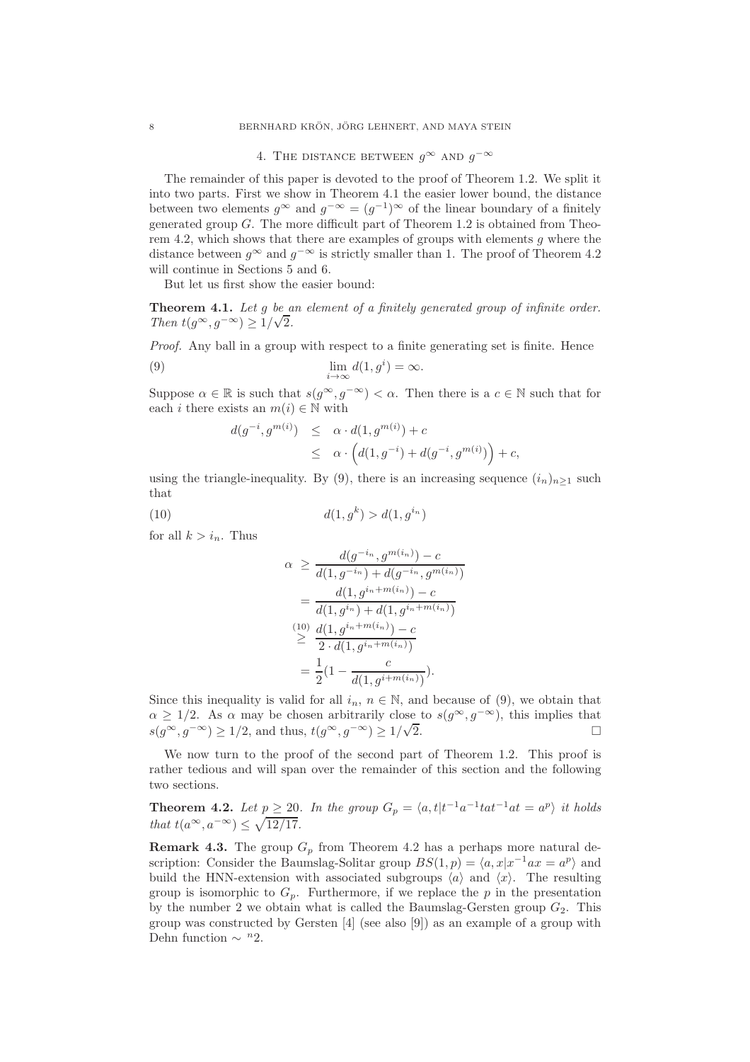## 4. The distance between $g^\infty$ and $g^{-\infty}$

The remainder of this paper is devoted to the proof of Theorem 1.2. We split it into two parts. First we show in Theorem 4.1 the easier lower bound, the distance between two elements $g^\infty$ and $g^{-\infty} = (g^{-1})^\infty$ of the linear boundary of a finitely generated group $G$. The more difficult part of Theorem 1.2 is obtained from Theorem 4.2, which shows that there are examples of groups with elements $g$ where the distance between $g^\infty$ and $g^{-\infty}$ is strictly smaller than 1. The proof of Theorem 4.2 will continue in Sections 5 and 6.

But let us first show the easier bound:

**Theorem 4.1.** *Let $g$ be an element of a finitely generated group of infinite order. Then $t(g^\infty, g^{-\infty}) \geq 1/\sqrt{2}$.*

*Proof.* Any ball in a group with respect to a finite generating set is finite. Hence

$$\lim_{i\to\infty} d(1, g^i) = \infty. \tag{9}$$

Suppose $\alpha \in \mathbb{R}$ is such that $s(g^\infty, g^{-\infty}) < \alpha$. Then there is a $c \in \mathbb{N}$ such that for each $i$ there exists an $m(i) \in \mathbb{N}$ with

$$\begin{aligned} d(g^{-i}, g^{m(i)}) &\leq \alpha \cdot d(1, g^{m(i)}) + c \\ &\leq \alpha \cdot \left( d(1, g^{-i}) + d(g^{-i}, g^{m(i)}) \right) + c, \end{aligned}$$

using the triangle-inequality. By (9), there is an increasing sequence $(i_n)_{n\geq 1}$ such that

$$d(1, g^k) > d(1, g^{i_n}) \tag{10}$$

for all $k > i_n$. Thus

$$\begin{aligned} \alpha &\geq \frac{d(g^{-i_n}, g^{m(i_n)}) - c}{d(1, g^{-i_n}) + d(g^{-i_n}, g^{m(i_n)})} \\ &= \frac{d(1, g^{i_n + m(i_n)}) - c}{d(1, g^{i_n}) + d(1, g^{i_n + m(i_n)})} \\ &\overset{(10)}{\geq} \frac{d(1, g^{i_n + m(i_n)}) - c}{2 \cdot d(1, g^{i_n + m(i_n)})} \\ &= \frac{1}{2}\left(1 - \frac{c}{d(1, g^{i + m(i_n)})}\right). \end{aligned}$$

Since this inequality is valid for all $i_n$, $n \in \mathbb{N}$, and because of (9), we obtain that $\alpha \geq 1/2$. As $\alpha$ may be chosen arbitrarily close to $s(g^\infty, g^{-\infty})$, this implies that $s(g^\infty, g^{-\infty}) \geq 1/2$, and thus, $t(g^\infty, g^{-\infty}) \geq 1/\sqrt{2}$. □

We now turn to the proof of the second part of Theorem 1.2. This proof is rather tedious and will span over the remainder of this section and the following two sections.

**Theorem 4.2.** *Let $p \geq 20$. In the group $G_p = \langle a, t | t^{-1}a^{-1}tat^{-1}at = a^p \rangle$ it holds that $t(a^\infty, a^{-\infty}) \leq \sqrt{12/17}$.*

**Remark 4.3.** The group $G_p$ from Theorem 4.2 has a perhaps more natural description: Consider the Baumslag-Solitar group $BS(1,p) = \langle a, x | x^{-1}ax = a^p \rangle$ and build the HNN-extension with associated subgroups $\langle a \rangle$ and $\langle x \rangle$. The resulting group is isomorphic to $G_p$. Furthermore, if we replace the $p$ in the presentation by the number 2 we obtain what is called the Baumslag-Gersten group $G_2$. This group was constructed by Gersten [4] (see also [9]) as an example of a group with Dehn function $\sim {}^n 2$.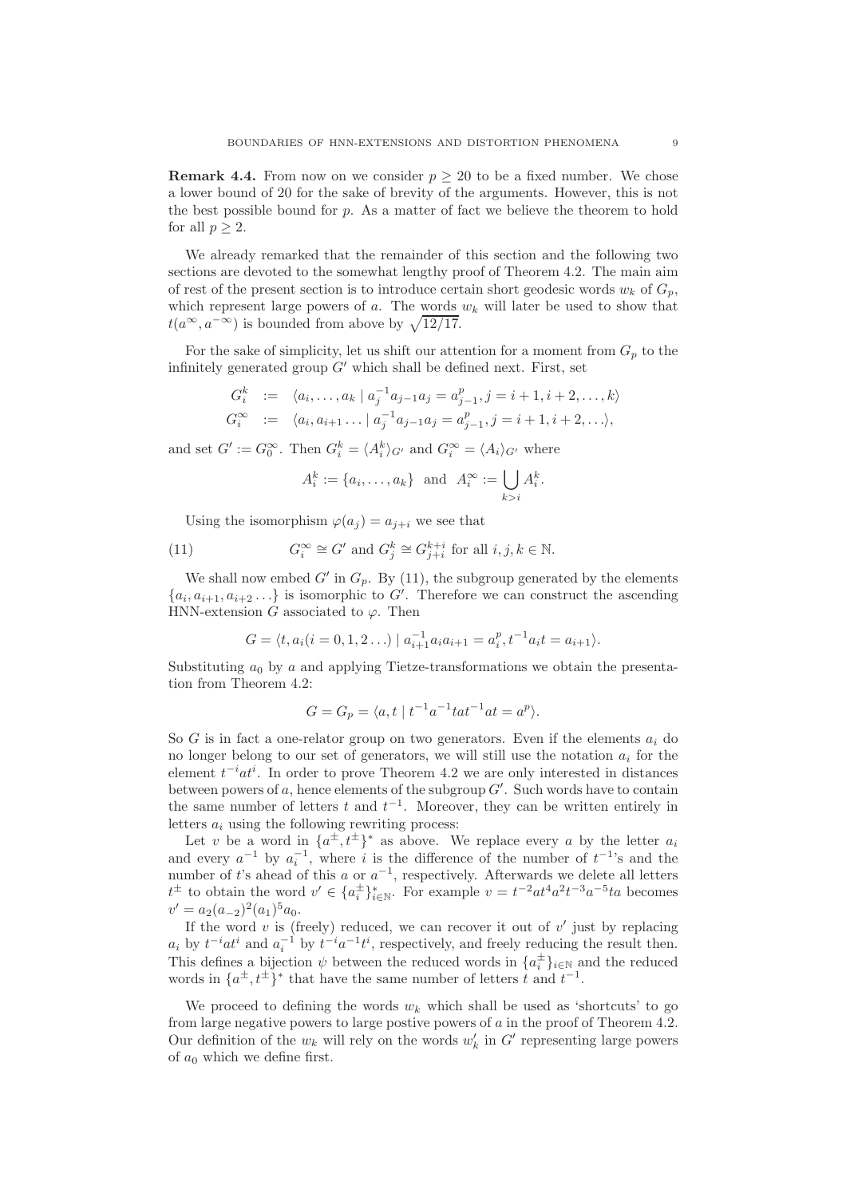**Remark 4.4.** From now on we consider $p \geq 20$ to be a fixed number. We chose a lower bound of 20 for the sake of brevity of the arguments. However, this is not the best possible bound for $p$. As a matter of fact we believe the theorem to hold for all $p \geq 2$.

We already remarked that the remainder of this section and the following two sections are devoted to the somewhat lengthy proof of Theorem 4.2. The main aim of rest of the present section is to introduce certain short geodesic words $w_k$ of $G_p$, which represent large powers of $a$. The words $w_k$ will later be used to show that $t(a^\infty, a^{-\infty})$ is bounded from above by $\sqrt{12/17}$.

For the sake of simplicity, let us shift our attention for a moment from $G_p$ to the infinitely generated group $G'$ which shall be defined next. First, set

$$\begin{aligned} G_i^k &:= \langle a_i, \ldots, a_k \mid a_j^{-1} a_{j-1} a_j = a_{j-1}^p, j = i+1, i+2, \ldots, k \rangle \\ G_i^\infty &:= \langle a_i, a_{i+1} \ldots \mid a_j^{-1} a_{j-1} a_j = a_{j-1}^p, j = i+1, i+2, \ldots \rangle, \end{aligned}$$

and set $G' := G_0^\infty$. Then $G_i^k = \langle A_i^k \rangle_{G'}$ and $G_i^\infty = \langle A_i \rangle_{G'}$ where

$$A_i^k := \{a_i, \ldots, a_k\} \quad \text{and} \quad A_i^\infty := \bigcup_{k > i} A_i^k.$$

Using the isomorphism $\varphi(a_j) = a_{j+i}$ we see that

$$G_i^\infty \cong G' \text{ and } G_j^k \cong G_{j+i}^{k+i} \text{ for all } i, j, k \in \mathbb{N}. \tag{11}$$

We shall now embed $G'$ in $G_p$. By (11), the subgroup generated by the elements $\{a_i, a_{i+1}, a_{i+2} \ldots\}$ is isomorphic to $G'$. Therefore we can construct the ascending HNN-extension $G$ associated to $\varphi$. Then

$$G = \langle t, a_i (i = 0, 1, 2 \ldots) \mid a_{i+1}^{-1} a_i a_{i+1} = a_i^p, t^{-1} a_i t = a_{i+1} \rangle.$$

Substituting $a_0$ by $a$ and applying Tietze-transformations we obtain the presentation from Theorem 4.2:

$$G = G_p = \langle a, t \mid t^{-1} a^{-1} t a t^{-1} a t = a^p \rangle.$$

So $G$ is in fact a one-relator group on two generators. Even if the elements $a_i$ do no longer belong to our set of generators, we will still use the notation $a_i$ for the element $t^{-i} a t^i$. In order to prove Theorem 4.2 we are only interested in distances between powers of $a$, hence elements of the subgroup $G'$. Such words have to contain the same number of letters $t$ and $t^{-1}$. Moreover, they can be written entirely in letters $a_i$ using the following rewriting process:

Let $v$ be a word in $\{a^\pm, t^\pm\}^*$ as above. We replace every $a$ by the letter $a_i$ and every $a^{-1}$ by $a_i^{-1}$, where $i$ is the difference of the number of $t^{-1}$'s and the number of $t$'s ahead of this $a$ or $a^{-1}$, respectively. Afterwards we delete all letters $t^\pm$ to obtain the word $v' \in \{a_i^\pm\}_{i \in \mathbb{N}}^*$. For example $v = t^{-2} a t^4 a^2 t^{-3} a^{-5} t a$ becomes $v' = a_2 (a_{-2})^2 (a_1)^5 a_0$.

If the word $v$ is (freely) reduced, we can recover it out of $v'$ just by replacing $a_i$ by $t^{-i} a t^i$ and $a_i^{-1}$ by $t^{-i} a^{-1} t^i$, respectively, and freely reducing the result then. This defines a bijection $\psi$ between the reduced words in $\{a_i^\pm\}_{i \in \mathbb{N}}$ and the reduced words in $\{a^\pm, t^\pm\}^*$ that have the same number of letters $t$ and $t^{-1}$.

We proceed to defining the words $w_k$ which shall be used as 'shortcuts' to go from large negative powers to large postive powers of $a$ in the proof of Theorem 4.2. Our definition of the $w_k$ will rely on the words $w_k'$ in $G'$ representing large powers of $a_0$ which we define first.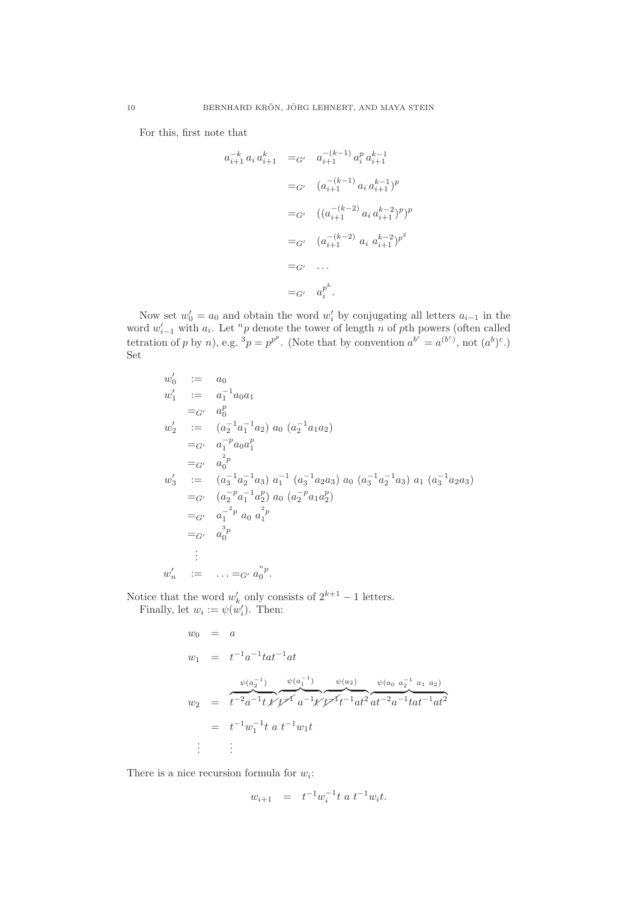For this, first note that

$$
\begin{aligned}
a_{i+1}^{-k}\, a_i\, a_{i+1}^{k} &=_{G'} a_{i+1}^{-(k-1)}\, a_i^p\, a_{i+1}^{k-1} \\
&=_{G'} (a_{i+1}^{-(k-1)}\, a_i\, a_{i+1}^{k-1})^p \\
&=_{G'} ((a_{i+1}^{-(k-2)}\, a_i\, a_{i+1}^{k-2})^p)^p \\
&=_{G'} (a_{i+1}^{-(k-2)}\, a_i\, a_{i+1}^{k-2})^{p^2} \\
&=_{G'} \ldots \\
&=_{G'} a_i^{p^k}.
\end{aligned}
$$

Now set $w_0' = a_0$ and obtain the word $w_i'$ by conjugating all letters $a_{i-1}$ in the word $w_{i-1}'$ with $a_i$. Let ${}^n p$ denote the tower of length $n$ of $p$th powers (often called tetration of $p$ by $n$), e.g. ${}^3 p = p^{p^p}$. (Note that by convention $a^{b^c} = a^{(b^c)}$, not $(a^b)^c$.) Set

$$
\begin{aligned}
w_0' &:= a_0 \\
w_1' &:= a_1^{-1} a_0 a_1 \\
&=_{G'} a_0^p \\
w_2' &:= (a_2^{-1} a_1^{-1} a_2)\ a_0\ (a_2^{-1} a_1 a_2) \\
&=_{G'} a_1^{-p} a_0 a_1^p \\
&=_{G'} a_0^{{}^2 p} \\
w_3' &:= (a_3^{-1} a_2^{-1} a_3)\ a_1^{-1}\ (a_3^{-1} a_2 a_3)\ a_0\ (a_3^{-1} a_2^{-1} a_3)\ a_1\ (a_3^{-1} a_2 a_3) \\
&=_{G'} (a_2^{-p} a_1^{-1} a_2^p)\ a_0\ (a_2^{-p} a_1 a_2^p) \\
&=_{G'} a_1^{-{}^2 p}\ a_0\ a_1^{{}^2 p} \\
&=_{G'} a_0^{{}^3 p} \\
&\ \vdots \\
w_n' &:= \ldots =_{G'} a_0^{{}^n p}.
\end{aligned}
$$

Notice that the word $w_k'$ only consists of $2^{k+1} - 1$ letters.

Finally, let $w_i := \psi(w_i')$. Then:

$$
\begin{aligned}
w_0 &= a \\
w_1 &= t^{-1} a^{-1} t a t^{-1} a t \\
w_2 &= \overbrace{t^{-2} a^{-1} t\, \cancel{t}}^{\psi(a_2^{-1})} \overbrace{\cancel{t^{-1}}\ a^{-1} \cancel{t}}^{\psi(a_1^{-1})} \overbrace{\cancel{t^{-1}} t^{-1} a t^2}^{\psi(a_2)} \overbrace{a t^{-2} a^{-1} t a t^{-1} a t^2}^{\psi(a_0\ a_2^{-1}\ a_1\ a_2)} \\
&= t^{-1} w_1^{-1} t\ a\ t^{-1} w_1 t \\
&\ \vdots
\end{aligned}
$$

There is a nice recursion formula for $w_i$:

$$
w_{i+1} = t^{-1} w_i^{-1} t\ a\ t^{-1} w_i t.
$$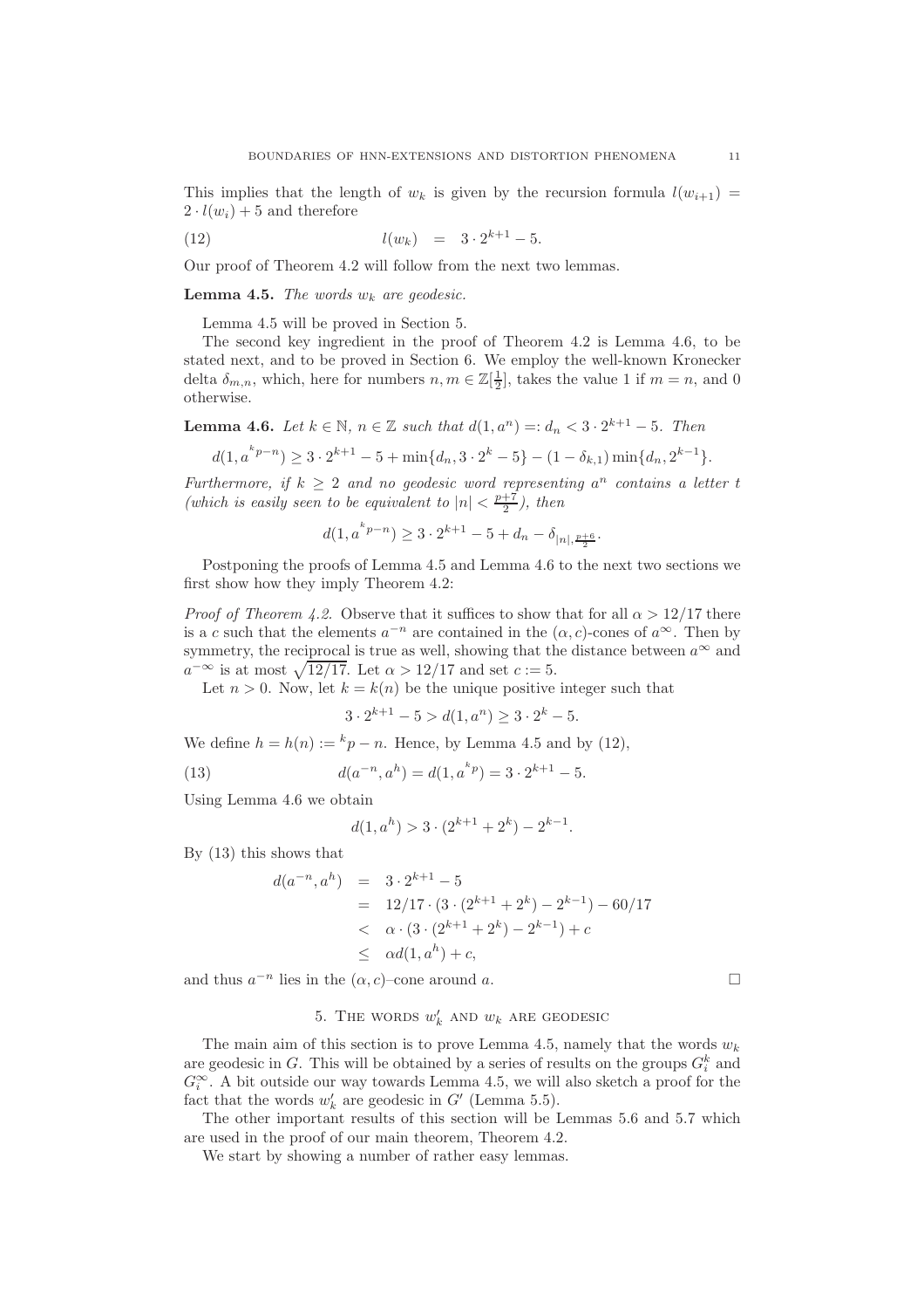This implies that the length of $w_k$ is given by the recursion formula $l(w_{i+1}) = 2 \cdot l(w_i) + 5$ and therefore

$$l(w_k) \quad = \quad 3 \cdot 2^{k+1} - 5. \tag{12}$$

Our proof of Theorem 4.2 will follow from the next two lemmas.

**Lemma 4.5.** *The words $w_k$ are geodesic.*

Lemma 4.5 will be proved in Section 5.

The second key ingredient in the proof of Theorem 4.2 is Lemma 4.6, to be stated next, and to be proved in Section 6. We employ the well-known Kronecker delta $\delta_{m,n}$, which, here for numbers $n, m \in \mathbb{Z}[\frac{1}{2}]$, takes the value 1 if $m = n$, and 0 otherwise.

**Lemma 4.6.** *Let $k \in \mathbb{N}$, $n \in \mathbb{Z}$ such that $d(1, a^n) =: d_n < 3 \cdot 2^{k+1} - 5$. Then*

$$d(1, a^{{}^k p - n}) \geq 3 \cdot 2^{k+1} - 5 + \min\{d_n, 3 \cdot 2^k - 5\} - (1 - \delta_{k,1}) \min\{d_n, 2^{k-1}\}.$$

*Furthermore, if $k \geq 2$ and no geodesic word representing $a^n$ contains a letter $t$ (which is easily seen to be equivalent to $|n| < \frac{p+7}{2}$), then*

$$d(1, a^{{}^k p - n}) \geq 3 \cdot 2^{k+1} - 5 + d_n - \delta_{|n|, \frac{p+6}{2}}.$$

Postponing the proofs of Lemma 4.5 and Lemma 4.6 to the next two sections we first show how they imply Theorem 4.2:

*Proof of Theorem 4.2.* Observe that it suffices to show that for all $\alpha > 12/17$ there is a $c$ such that the elements $a^{-n}$ are contained in the $(\alpha, c)$-cones of $a^\infty$. Then by symmetry, the reciprocal is true as well, showing that the distance between $a^\infty$ and $a^{-\infty}$ is at most $\sqrt{12/17}$. Let $\alpha > 12/17$ and set $c := 5$.

Let $n > 0$. Now, let $k = k(n)$ be the unique positive integer such that

$$3 \cdot 2^{k+1} - 5 > d(1, a^n) \geq 3 \cdot 2^k - 5.$$

We define $h = h(n) := {}^k p - n$. Hence, by Lemma 4.5 and by (12),

$$d(a^{-n}, a^h) = d(1, a^{{}^k p}) = 3 \cdot 2^{k+1} - 5. \tag{13}$$

Using Lemma 4.6 we obtain

$$d(1, a^h) > 3 \cdot (2^{k+1} + 2^k) - 2^{k-1}.$$

By (13) this shows that

$$\begin{aligned}
d(a^{-n}, a^h) &= 3 \cdot 2^{k+1} - 5 \\
&= 12/17 \cdot (3 \cdot (2^{k+1} + 2^k) - 2^{k-1}) - 60/17 \\
&< \alpha \cdot (3 \cdot (2^{k+1} + 2^k) - 2^{k-1}) + c \\
&\leq \alpha d(1, a^h) + c,
\end{aligned}$$

and thus $a^{-n}$ lies in the $(\alpha, c)$–cone around $a$. $\square$

## 5. The words $w'_k$ and $w_k$ are geodesic

The main aim of this section is to prove Lemma 4.5, namely that the words $w_k$ are geodesic in $G$. This will be obtained by a series of results on the groups $G_i^k$ and $G_i^\infty$. A bit outside our way towards Lemma 4.5, we will also sketch a proof for the fact that the words $w'_k$ are geodesic in $G'$ (Lemma 5.5).

The other important results of this section will be Lemmas 5.6 and 5.7 which are used in the proof of our main theorem, Theorem 4.2.

We start by showing a number of rather easy lemmas.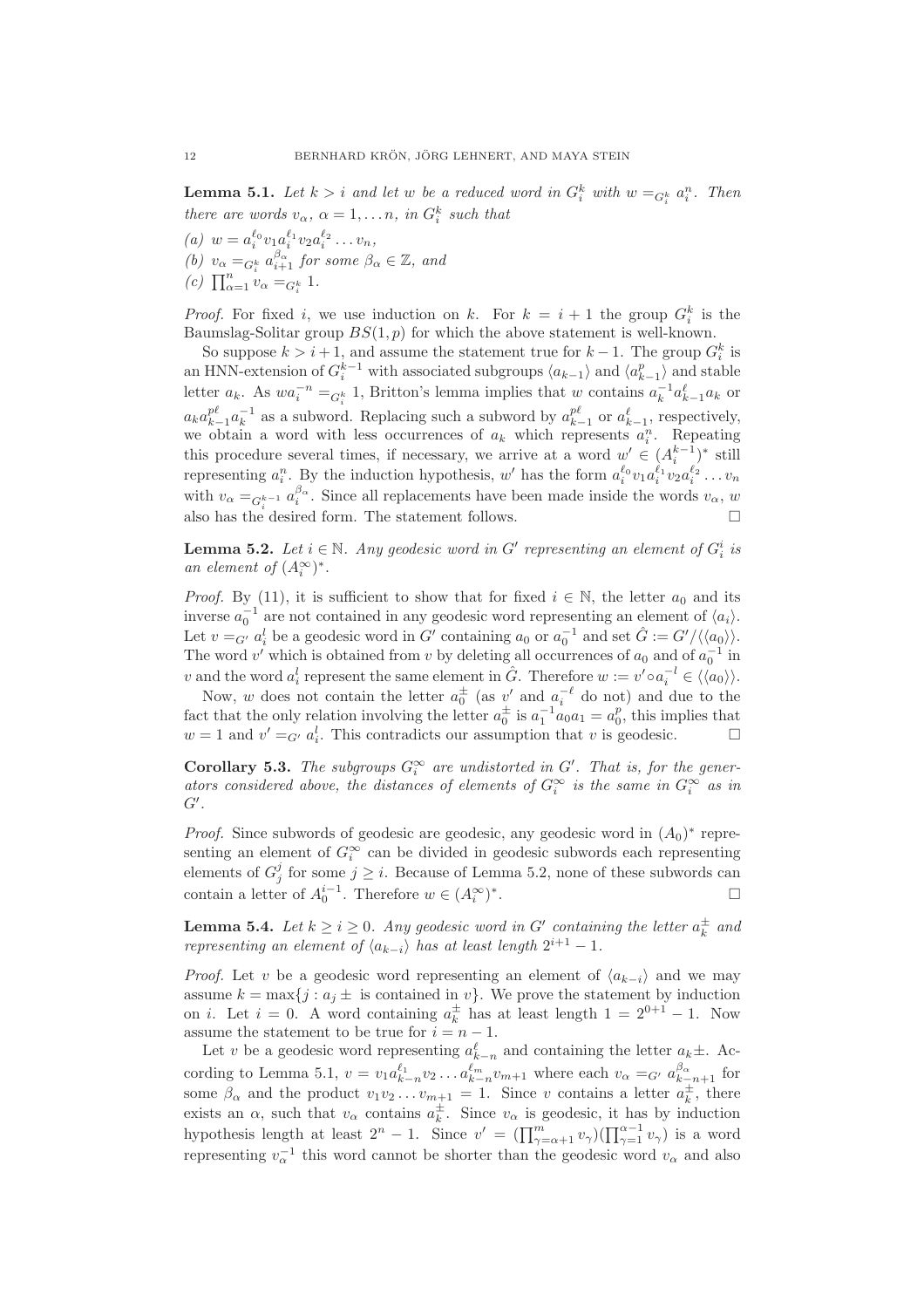**Lemma 5.1.** *Let $k > i$ and let $w$ be a reduced word in $G_i^k$ with $w =_{G_i^k} a_i^n$. Then there are words $v_\alpha$, $\alpha = 1, \dots n$, in $G_i^k$ such that*

*(a) $w = a_i^{\ell_0} v_1 a_i^{\ell_1} v_2 a_i^{\ell_2} \dots v_n$,*
*(b) $v_\alpha =_{G_i^k} a_{i+1}^{\beta_\alpha}$ for some $\beta_\alpha \in \mathbb{Z}$, and*
*(c) $\prod_{\alpha=1}^n v_\alpha =_{G_i^k} 1$.*

*Proof.* For fixed $i$, we use induction on $k$. For $k = i+1$ the group $G_i^k$ is the Baumslag-Solitar group $BS(1,p)$ for which the above statement is well-known.

So suppose $k > i+1$, and assume the statement true for $k-1$. The group $G_i^k$ is an HNN-extension of $G_i^{k-1}$ with associated subgroups $\langle a_{k-1} \rangle$ and $\langle a_{k-1}^p \rangle$ and stable letter $a_k$. As $w a_i^{-n} =_{G_i^k} 1$, Britton's lemma implies that $w$ contains $a_k^{-1} a_{k-1}^\ell a_k$ or $a_k a_{k-1}^{p\ell} a_k^{-1}$ as a subword. Replacing such a subword by $a_{k-1}^{p\ell}$ or $a_{k-1}^\ell$, respectively, we obtain a word with less occurrences of $a_k$ which represents $a_i^n$. Repeating this procedure several times, if necessary, we arrive at a word $w' \in (A_i^{k-1})^*$ still representing $a_i^n$. By the induction hypothesis, $w'$ has the form $a_i^{\ell_0} v_1 a_i^{\ell_1} v_2 a_i^{\ell_2} \dots v_n$ with $v_\alpha =_{G_i^{k-1}} a_i^{\beta_\alpha}$. Since all replacements have been made inside the words $v_\alpha$, $w$ also has the desired form. The statement follows. $\square$

**Lemma 5.2.** *Let $i \in \mathbb{N}$. Any geodesic word in $G'$ representing an element of $G_i^i$ is an element of $(A_i^\infty)^*$.*

*Proof.* By (11), it is sufficient to show that for fixed $i \in \mathbb{N}$, the letter $a_0$ and its inverse $a_0^{-1}$ are not contained in any geodesic word representing an element of $\langle a_i \rangle$. Let $v =_{G'} a_i^l$ be a geodesic word in $G'$ containing $a_0$ or $a_0^{-1}$ and set $\hat{G} := G'/\langle\langle a_0 \rangle\rangle$. The word $v'$ which is obtained from $v$ by deleting all occurrences of $a_0$ and of $a_0^{-1}$ in $v$ and the word $a_i^l$ represent the same element in $\hat{G}$. Therefore $w := v' \circ a_i^{-l} \in \langle\langle a_0 \rangle\rangle$.

Now, $w$ does not contain the letter $a_0^\pm$ (as $v'$ and $a_i^{-\ell}$ do not) and due to the fact that the only relation involving the letter $a_0^\pm$ is $a_1^{-1} a_0 a_1 = a_0^p$, this implies that $w = 1$ and $v' =_{G'} a_i^l$. This contradicts our assumption that $v$ is geodesic. $\square$

**Corollary 5.3.** *The subgroups $G_i^\infty$ are undistorted in $G'$. That is, for the generators considered above, the distances of elements of $G_i^\infty$ is the same in $G_i^\infty$ as in $G'$.*

*Proof.* Since subwords of geodesic are geodesic, any geodesic word in $(A_0)^*$ representing an element of $G_i^\infty$ can be divided in geodesic subwords each representing elements of $G_j^j$ for some $j \geq i$. Because of Lemma 5.2, none of these subwords can contain a letter of $A_0^{i-1}$. Therefore $w \in (A_i^\infty)^*$. $\square$

**Lemma 5.4.** *Let $k \geq i \geq 0$. Any geodesic word in $G'$ containing the letter $a_k^\pm$ and representing an element of $\langle a_{k-i} \rangle$ has at least length $2^{i+1} - 1$.*

*Proof.* Let $v$ be a geodesic word representing an element of $\langle a_{k-i} \rangle$ and we may assume $k = \max\{j : a_j \pm \text{ is contained in } v\}$. We prove the statement by induction on $i$. Let $i = 0$. A word containing $a_k^\pm$ has at least length $1 = 2^{0+1} - 1$. Now assume the statement to be true for $i = n-1$.

Let $v$ be a geodesic word representing $a_{k-n}^\ell$ and containing the letter $a_k \pm$. According to Lemma 5.1, $v = v_1 a_{k-n}^{\ell_1} v_2 \dots a_{k-n}^{\ell_m} v_{m+1}$ where each $v_\alpha =_{G'} a_{k-n+1}^{\beta_\alpha}$ for some $\beta_\alpha$ and the product $v_1 v_2 \dots v_{m+1} = 1$. Since $v$ contains a letter $a_k^\pm$, there exists an $\alpha$, such that $v_\alpha$ contains $a_k^\pm$. Since $v_\alpha$ is geodesic, it has by induction hypothesis length at least $2^n - 1$. Since $v' = (\prod_{\gamma=\alpha+1}^m v_\gamma)(\prod_{\gamma=1}^{\alpha-1} v_\gamma)$ is a word representing $v_\alpha^{-1}$ this word cannot be shorter than the geodesic word $v_\alpha$ and also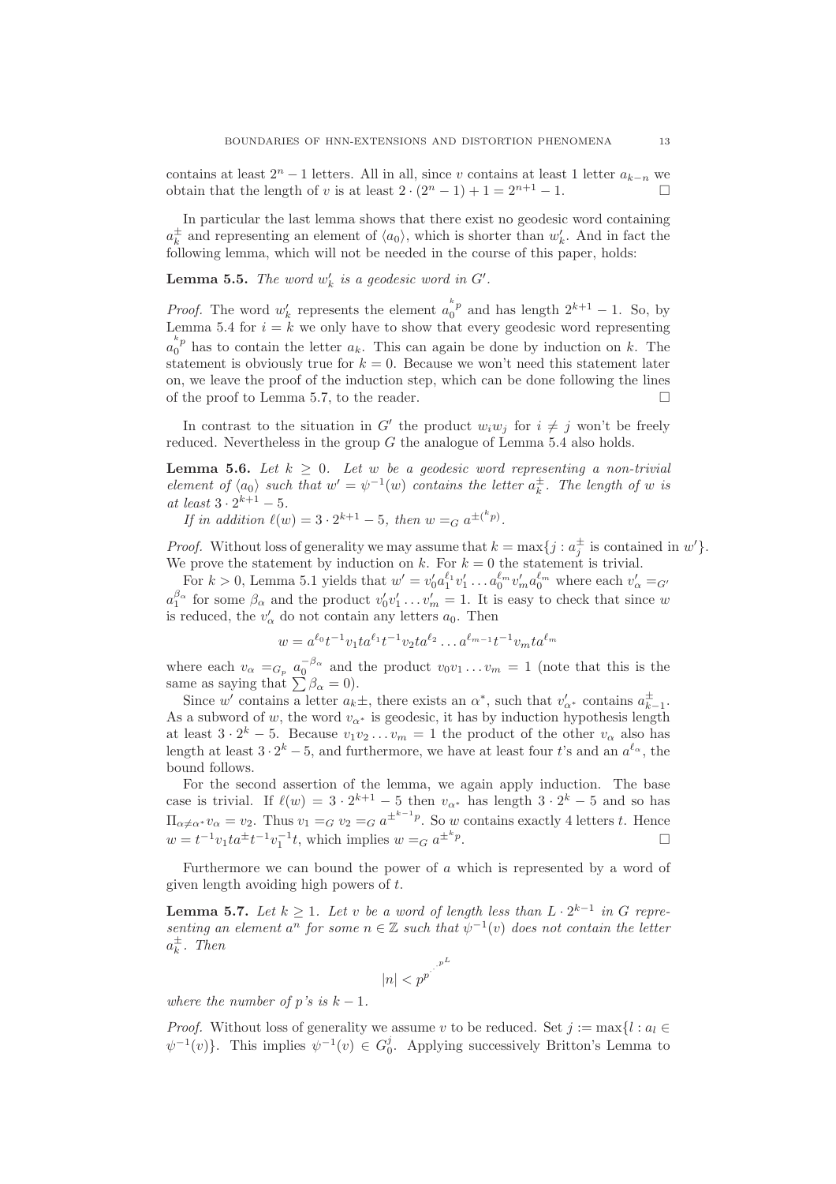contains at least $2^n - 1$ letters. All in all, since $v$ contains at least 1 letter $a_{k-n}$ we obtain that the length of $v$ is at least $2 \cdot (2^n - 1) + 1 = 2^{n+1} - 1$. □

In particular the last lemma shows that there exist no geodesic word containing $a_k^{\pm}$ and representing an element of $\langle a_0 \rangle$, which is shorter than $w'_k$. And in fact the following lemma, which will not be needed in the course of this paper, holds:

**Lemma 5.5.** *The word $w'_k$ is a geodesic word in $G'$.*

*Proof.* The word $w'_k$ represents the element $a_0^{{}^k p}$ and has length $2^{k+1} - 1$. So, by Lemma 5.4 for $i = k$ we only have to show that every geodesic word representing $a_0^{{}^k p}$ has to contain the letter $a_k$. This can again be done by induction on $k$. The statement is obviously true for $k = 0$. Because we won't need this statement later on, we leave the proof of the induction step, which can be done following the lines of the proof to Lemma 5.7, to the reader. □

In contrast to the situation in $G'$ the product $w_i w_j$ for $i \neq j$ won't be freely reduced. Nevertheless in the group $G$ the analogue of Lemma 5.4 also holds.

**Lemma 5.6.** *Let $k \geq 0$. Let $w$ be a geodesic word representing a non-trivial element of $\langle a_0 \rangle$ such that $w' = \psi^{-1}(w)$ contains the letter $a_k^{\pm}$. The length of $w$ is at least $3 \cdot 2^{k+1} - 5$.*

*If in addition $\ell(w) = 3 \cdot 2^{k+1} - 5$, then $w =_G a^{\pm({}^k p)}$.*

*Proof.* Without loss of generality we may assume that $k = \max\{j : a_j^{\pm} \text{ is contained in } w'\}$. We prove the statement by induction on $k$. For $k = 0$ the statement is trivial.

For $k > 0$, Lemma 5.1 yields that $w' = v'_0 a_1^{\ell_1} v'_1 \ldots a_0^{\ell_m} v'_m a_0^{\ell_m}$ where each $v'_\alpha =_{G'} a_1^{\beta_\alpha}$ for some $\beta_\alpha$ and the product $v'_0 v'_1 \ldots v'_m = 1$. It is easy to check that since $w$ is reduced, the $v'_\alpha$ do not contain any letters $a_0$. Then

$$w = a^{\ell_0} t^{-1} v_1 t a^{\ell_1} t^{-1} v_2 t a^{\ell_2} \ldots a^{\ell_{m-1}} t^{-1} v_m t a^{\ell_m}$$

where each $v_\alpha =_{G_p} a_0^{-\beta_\alpha}$ and the product $v_0 v_1 \ldots v_m = 1$ (note that this is the same as saying that $\sum \beta_\alpha = 0$).

Since $w'$ contains a letter $a_k \pm$, there exists an $\alpha^*$, such that $v'_{\alpha^*}$ contains $a_{k-1}^{\pm}$. As a subword of $w$, the word $v_{\alpha^*}$ is geodesic, it has by induction hypothesis length at least $3 \cdot 2^k - 5$. Because $v_1 v_2 \ldots v_m = 1$ the product of the other $v_\alpha$ also has length at least $3 \cdot 2^k - 5$, and furthermore, we have at least four $t$'s and an $a^{\ell_\alpha}$, the bound follows.

For the second assertion of the lemma, we again apply induction. The base case is trivial. If $\ell(w) = 3 \cdot 2^{k+1} - 5$ then $v_{\alpha^*}$ has length $3 \cdot 2^k - 5$ and so has $\Pi_{\alpha \neq \alpha^*} v_\alpha = v_2$. Thus $v_1 =_G v_2 =_G a^{\pm^{k-1} p}$. So $w$ contains exactly 4 letters $t$. Hence $w = t^{-1} v_1 t a^{\pm} t^{-1} v_1^{-1} t$, which implies $w =_G a^{\pm^k p}$. □

Furthermore we can bound the power of $a$ which is represented by a word of given length avoiding high powers of $t$.

**Lemma 5.7.** *Let $k \geq 1$. Let $v$ be a word of length less than $L \cdot 2^{k-1}$ in $G$ representing an element $a^n$ for some $n \in \mathbb{Z}$ such that $\psi^{-1}(v)$ does not contain the letter $a_k^{\pm}$. Then*

$$|n| < p^{p^{\cdot^{\cdot^{\cdot^{p^L}}}}}$$

*where the number of $p$'s is $k - 1$.*

*Proof.* Without loss of generality we assume $v$ to be reduced. Set $j := \max\{l : a_l \in \psi^{-1}(v)\}$. This implies $\psi^{-1}(v) \in G_0^j$. Applying successively Britton's Lemma to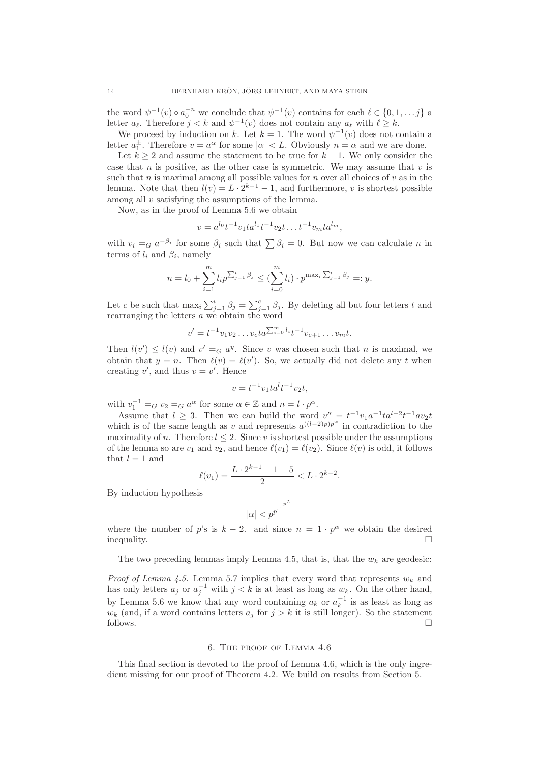the word $\psi^{-1}(v) \circ a_0^{-n}$ we conclude that $\psi^{-1}(v)$ contains for each $\ell \in \{0, 1, \ldots j\}$ a letter $a_\ell$. Therefore $j < k$ and $\psi^{-1}(v)$ does not contain any $a_\ell$ with $\ell \geq k$.

We proceed by induction on $k$. Let $k = 1$. The word $\psi^{-1}(v)$ does not contain a letter $a_1^{\pm}$. Therefore $v = a^\alpha$ for some $|\alpha| < L$. Obviously $n = \alpha$ and we are done.

Let $k \geq 2$ and assume the statement to be true for $k - 1$. We only consider the case that $n$ is positive, as the other case is symmetric. We may assume that $v$ is such that $n$ is maximal among all possible values for $n$ over all choices of $v$ as in the lemma. Note that then $l(v) = L \cdot 2^{k-1} - 1$, and furthermore, $v$ is shortest possible among all $v$ satisfying the assumptions of the lemma.

Now, as in the proof of Lemma 5.6 we obtain

$$v = a^{l_0} t^{-1} v_1 t a^{l_1} t^{-1} v_2 t \ldots t^{-1} v_m t a^{l_m},$$

with $v_i =_G a^{-\beta_i}$ for some $\beta_i$ such that $\sum \beta_i = 0$. But now we can calculate $n$ in terms of $l_i$ and $\beta_i$, namely

$$n = l_0 + \sum_{i=1}^{m} l_i p^{\sum_{j=1}^{i} \beta_j} \leq (\sum_{i=0}^{m} l_i) \cdot p^{\max_i \sum_{j=1}^{i} \beta_j} =: y.$$

Let $c$ be such that $\max_i \sum_{j=1}^{i} \beta_j = \sum_{j=1}^{c} \beta_j$. By deleting all but four letters $t$ and rearranging the letters $a$ we obtain the word

$$v' = t^{-1} v_1 v_2 \ldots v_c t a^{\sum_{i=0}^{m} l_i} t^{-1} v_{c+1} \ldots v_m t.$$

Then $l(v') \leq l(v)$ and $v' =_G a^y$. Since $v$ was chosen such that $n$ is maximal, we obtain that $y = n$. Then $\ell(v) = \ell(v')$. So, we actually did not delete any $t$ when creating $v'$, and thus $v = v'$. Hence

$$v = t^{-1} v_1 t a^l t^{-1} v_2 t,$$

with $v_1^{-1} =_G v_2 =_G a^\alpha$ for some $\alpha \in \mathbb{Z}$ and $n = l \cdot p^\alpha$.

Assume that $l \geq 3$. Then we can build the word $v'' = t^{-1} v_1 a^{-1} t a^{l-2} t^{-1} a v_2 t$ which is of the same length as $v$ and represents $a^{((l-2)p)p^\alpha}$ in contradiction to the maximality of $n$. Therefore $l \leq 2$. Since $v$ is shortest possible under the assumptions of the lemma so are $v_1$ and $v_2$, and hence $\ell(v_1) = \ell(v_2)$. Since $\ell(v)$ is odd, it follows that $l = 1$ and

$$\ell(v_1) = \frac{L \cdot 2^{k-1} - 1 - 5}{2} < L \cdot 2^{k-2}.$$

By induction hypothesis

$$|\alpha| < p^{p^{\cdot^{\cdot^{p^L}}}}$$

where the number of $p$'s is $k - 2$. and since $n = 1 \cdot p^\alpha$ we obtain the desired inequality. □

The two preceding lemmas imply Lemma 4.5, that is, that the $w_k$ are geodesic:

*Proof of Lemma 4.5.* Lemma 5.7 implies that every word that represents $w_k$ and has only letters $a_j$ or $a_j^{-1}$ with $j < k$ is at least as long as $w_k$. On the other hand, by Lemma 5.6 we know that any word containing $a_k$ or $a_k^{-1}$ is as least as long as $w_k$ (and, if a word contains letters $a_j$ for $j > k$ it is still longer). So the statement follows. □

## 6. The proof of Lemma 4.6

This final section is devoted to the proof of Lemma 4.6, which is the only ingredient missing for our proof of Theorem 4.2. We build on results from Section 5.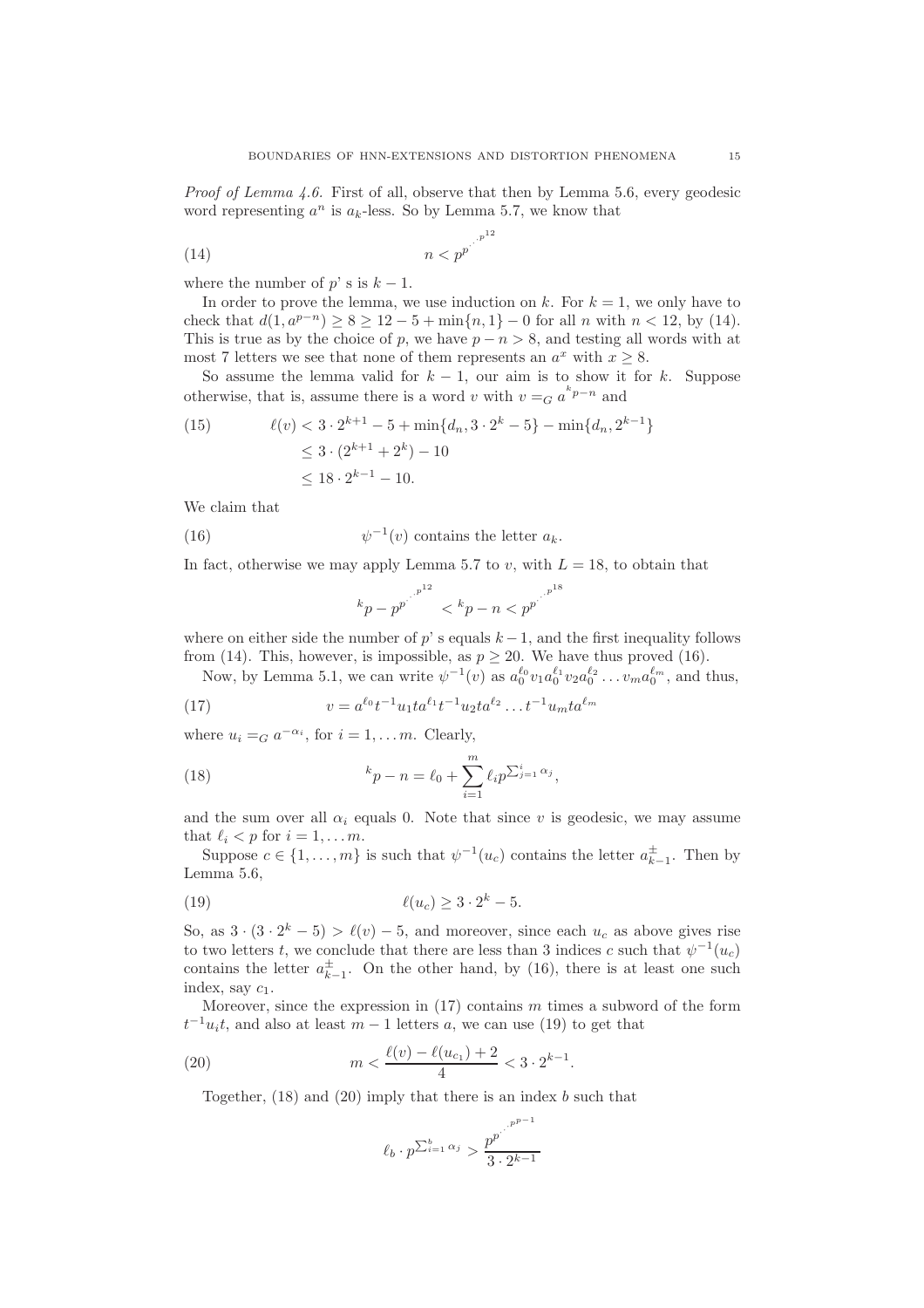*Proof of Lemma 4.6.* First of all, observe that then by Lemma 5.6, every geodesic word representing $a^n$ is $a_k$-less. So by Lemma 5.7, we know that

$$n < p^{p^{\cdot^{\cdot^{\cdot^{p^{12}}}}}} \tag{14}$$

where the number of $p$' s is $k-1$.

In order to prove the lemma, we use induction on $k$. For $k = 1$, we only have to check that $d(1, a^{p-n}) \geq 8 \geq 12 - 5 + \min\{n, 1\} - 0$ for all $n$ with $n < 12$, by (14). This is true as by the choice of $p$, we have $p - n > 8$, and testing all words with at most 7 letters we see that none of them represents an $a^x$ with $x \geq 8$.

So assume the lemma valid for $k-1$, our aim is to show it for $k$. Suppose otherwise, that is, assume there is a word $v$ with $v =_G a^{{}^k p - n}$ and

$$\begin{aligned} \ell(v) &< 3 \cdot 2^{k+1} - 5 + \min\{d_n, 3 \cdot 2^k - 5\} - \min\{d_n, 2^{k-1}\} \\ &\leq 3 \cdot (2^{k+1} + 2^k) - 10 \\ &\leq 18 \cdot 2^{k-1} - 10. \end{aligned} \tag{15}$$

We claim that

$$\psi^{-1}(v) \text{ contains the letter } a_k. \tag{16}$$

In fact, otherwise we may apply Lemma 5.7 to $v$, with $L = 18$, to obtain that

$$^k p - p^{p^{\cdot^{\cdot^{\cdot^{p^{12}}}}}} < {}^k p - n < p^{p^{\cdot^{\cdot^{\cdot^{p^{18}}}}}}$$

where on either side the number of $p$' s equals $k-1$, and the first inequality follows from (14). This, however, is impossible, as $p \geq 20$. We have thus proved (16).

Now, by Lemma 5.1, we can write $\psi^{-1}(v)$ as $a_0^{\ell_0} v_1 a_0^{\ell_1} v_2 a_0^{\ell_2} \ldots v_m a_0^{\ell_m}$, and thus,

$$v = a^{\ell_0} t^{-1} u_1 t a^{\ell_1} t^{-1} u_2 t a^{\ell_2} \ldots t^{-1} u_m t a^{\ell_m} \tag{17}$$

where $u_i =_G a^{-\alpha_i}$, for $i = 1, \ldots m$. Clearly,

$$^k p - n = \ell_0 + \sum_{i=1}^{m} \ell_i p^{\sum_{j=1}^{i} \alpha_j}, \tag{18}$$

and the sum over all $\alpha_i$ equals 0. Note that since $v$ is geodesic, we may assume that $\ell_i < p$ for $i = 1, \ldots m$.

Suppose $c \in \{1, \ldots, m\}$ is such that $\psi^{-1}(u_c)$ contains the letter $a_{k-1}^{\pm}$. Then by Lemma 5.6,

$$\ell(u_c) \geq 3 \cdot 2^k - 5. \tag{19}$$

So, as $3 \cdot (3 \cdot 2^k - 5) > \ell(v) - 5$, and moreover, since each $u_c$ as above gives rise to two letters $t$, we conclude that there are less than 3 indices $c$ such that $\psi^{-1}(u_c)$ contains the letter $a_{k-1}^{\pm}$. On the other hand, by (16), there is at least one such index, say $c_1$.

Moreover, since the expression in (17) contains $m$ times a subword of the form $t^{-1} u_i t$, and also at least $m - 1$ letters $a$, we can use (19) to get that

$$m < \frac{\ell(v) - \ell(u_{c_1}) + 2}{4} < 3 \cdot 2^{k-1}. \tag{20}$$

Together, (18) and (20) imply that there is an index $b$ such that

$$\ell_b \cdot p^{\sum_{i=1}^{b} \alpha_j} > \frac{p^{p^{\cdot^{\cdot^{\cdot^{p^{p-1}}}}}}}{3 \cdot 2^{k-1}}$$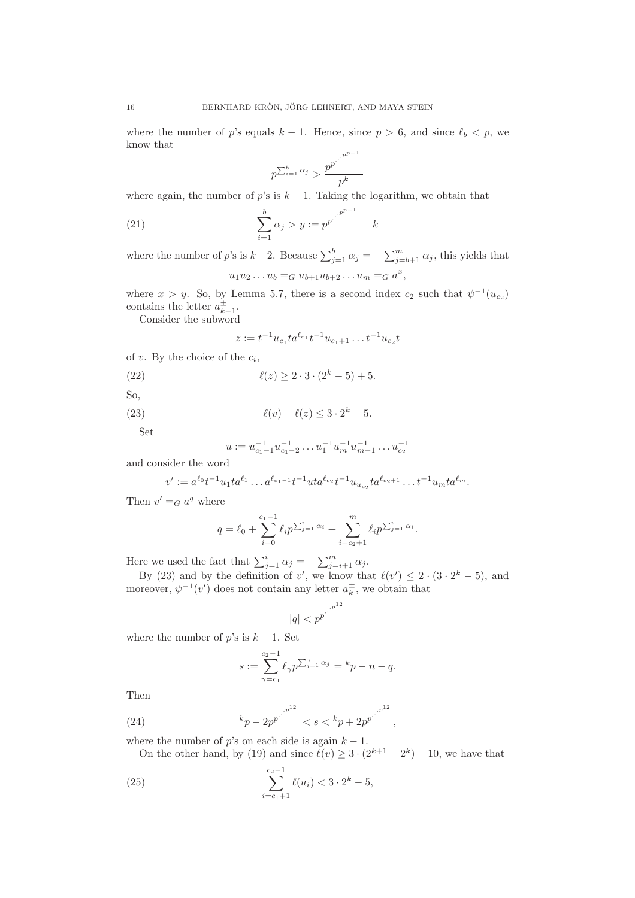where the number of $p$'s equals $k-1$. Hence, since $p > 6$, and since $\ell_b < p$, we know that

$$p^{\sum_{i=1}^{b} \alpha_j} > \frac{p^{p^{\cdot^{\cdot^{p^{p-1}}}}}}{p^k}$$

where again, the number of $p$'s is $k-1$. Taking the logarithm, we obtain that

$$\sum_{i=1}^{b} \alpha_j > y := p^{p^{\cdot^{\cdot^{p^{p-1}}}}} - k \tag{21}$$

where the number of $p$'s is $k-2$. Because $\sum_{j=1}^{b} \alpha_j = -\sum_{j=b+1}^{m} \alpha_j$, this yields that

$$u_1 u_2 \dots u_b =_G u_{b+1} u_{b+2} \dots u_m =_G a^x,$$

where $x > y$. So, by Lemma 5.7, there is a second index $c_2$ such that $\psi^{-1}(u_{c_2})$ contains the letter $a_{k-1}^{\pm}$.

Consider the subword

$$z := t^{-1} u_{c_1} t a^{\ell_{c_1}} t^{-1} u_{c_1+1} \dots t^{-1} u_{c_2} t$$

of $v$. By the choice of the $c_i$,

$$\ell(z) \geq 2 \cdot 3 \cdot (2^k - 5) + 5. \tag{22}$$

So,

$$\ell(v) - \ell(z) \leq 3 \cdot 2^k - 5. \tag{23}$$

Set

$$u := u_{c_1-1}^{-1} u_{c_1-2}^{-1} \dots u_1^{-1} u_m^{-1} u_{m-1}^{-1} \dots u_{c_2}^{-1}$$

and consider the word

$$v' := a^{\ell_0} t^{-1} u_1 t a^{\ell_1} \dots a^{\ell_{c_1-1}} t^{-1} u t a^{\ell_{c_2}} t^{-1} u_{u_{c_2}} t a^{\ell_{c_2+1}} \dots t^{-1} u_m t a^{\ell_m}.$$

Then $v' =_G a^q$ where

$$q = \ell_0 + \sum_{i=0}^{c_1-1} \ell_i p^{\sum_{j=1}^{i} \alpha_i} + \sum_{i=c_2+1}^{m} \ell_i p^{\sum_{j=1}^{i} \alpha_i}.$$

Here we used the fact that $\sum_{j=1}^{i} \alpha_j = -\sum_{j=i+1}^{m} \alpha_j$.

By (23) and by the definition of $v'$, we know that $\ell(v') \leq 2 \cdot (3 \cdot 2^k - 5)$, and moreover, $\psi^{-1}(v')$ does not contain any letter $a_k^{\pm}$, we obtain that

$$|q| < p^{p^{\cdot^{\cdot^{p^{12}}}}}$$

where the number of $p$'s is $k-1$. Set

$$s := \sum_{\gamma=c_1}^{c_2-1} \ell_\gamma p^{\sum_{j=1}^{\gamma} \alpha_j} = {}^k p - n - q.$$

Then

$${}^k p - 2p^{p^{\cdot^{\cdot^{p^{12}}}}} < s < {}^k p + 2p^{p^{\cdot^{\cdot^{p^{12}}}}}, \tag{24}$$

where the number of $p$'s on each side is again $k-1$.

On the other hand, by (19) and since $\ell(v) \geq 3 \cdot (2^{k+1} + 2^k) - 10$, we have that

$$\sum_{i=c_1+1}^{c_2-1} \ell(u_i) < 3 \cdot 2^k - 5, \tag{25}$$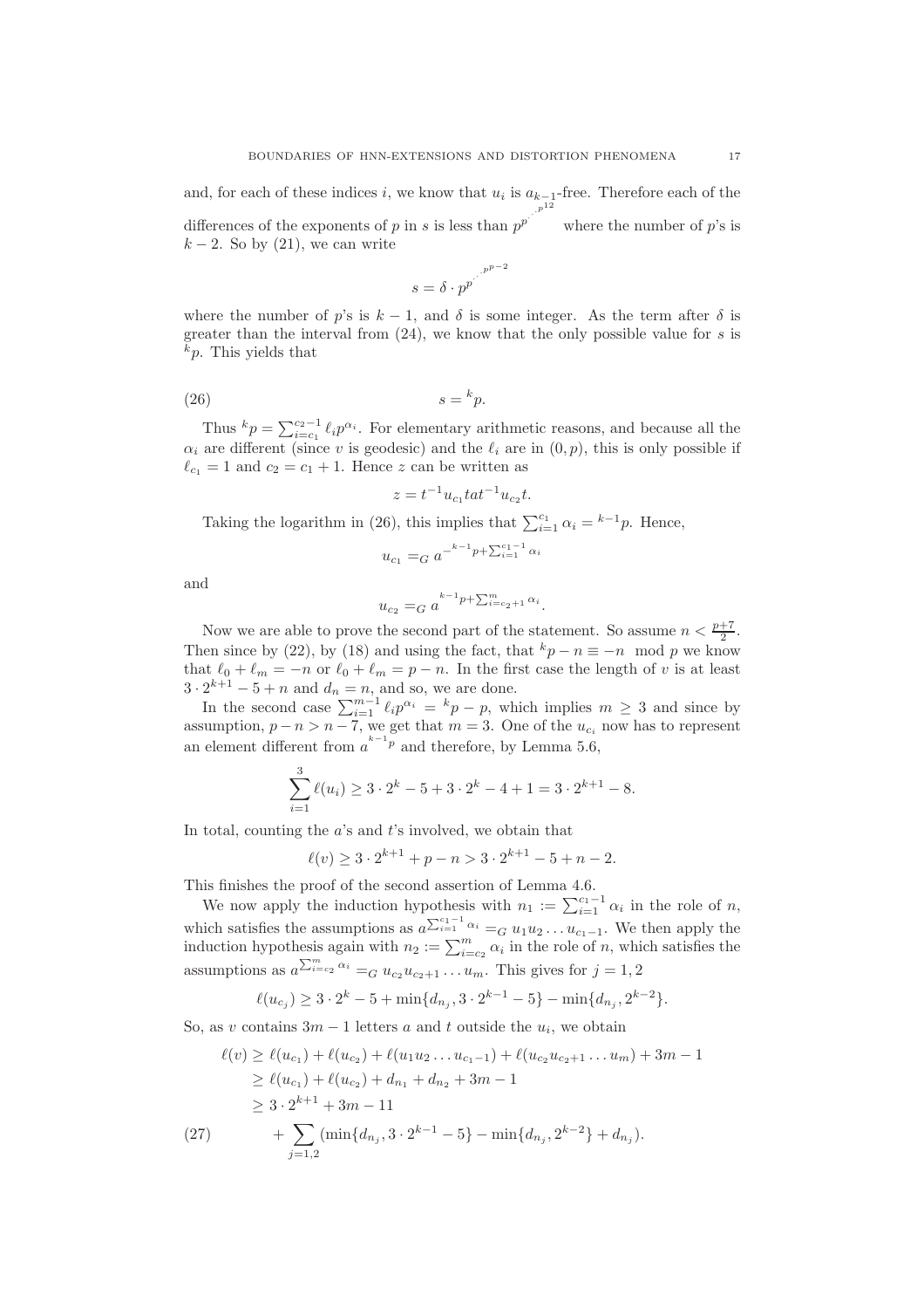and, for each of these indices $i$, we know that $u_i$ is $a_{k-1}$-free. Therefore each of the differences of the exponents of $p$ in $s$ is less than $p^{p^{\cdot^{\cdot^{\cdot^{p^{12}}}}}}$ where the number of $p$'s is $k-2$. So by (21), we can write

$$s = \delta \cdot p^{p^{\cdot^{\cdot^{\cdot^{p^{p-2}}}}}}$$

where the number of $p$'s is $k-1$, and $\delta$ is some integer. As the term after $\delta$ is greater than the interval from (24), we know that the only possible value for $s$ is ${}^k p$. This yields that

$$s = {}^k p. \tag{26}$$

Thus ${}^k p = \sum_{i=c_1}^{c_2-1} \ell_i p^{\alpha_i}$. For elementary arithmetic reasons, and because all the $\alpha_i$ are different (since $v$ is geodesic) and the $\ell_i$ are in $(0,p)$, this is only possible if $\ell_{c_1} = 1$ and $c_2 = c_1 + 1$. Hence $z$ can be written as

$$z = t^{-1} u_{c_1} t a t^{-1} u_{c_2} t.$$

Taking the logarithm in (26), this implies that $\sum_{i=1}^{c_1} \alpha_i = {}^{k-1}p$. Hence,

$$u_{c_1} =_G a^{-{}^{k-1}p + \sum_{i=1}^{c_1-1} \alpha_i}$$

and

$$u_{c_2} =_G a^{{}^{k-1}p + \sum_{i=c_2+1}^{m} \alpha_i}.$$

Now we are able to prove the second part of the statement. So assume $n < \frac{p+7}{2}$. Then since by (22), by (18) and using the fact, that ${}^k p - n \equiv -n \mod p$ we know that $\ell_0 + \ell_m = -n$ or $\ell_0 + \ell_m = p - n$. In the first case the length of $v$ is at least $3 \cdot 2^{k+1} - 5 + n$ and $d_n = n$, and so, we are done.

In the second case $\sum_{i=1}^{m-1} \ell_i p^{\alpha_i} = {}^k p - p$, which implies $m \geq 3$ and since by assumption, $p - n > n - 7$, we get that $m = 3$. One of the $u_{c_i}$ now has to represent an element different from $a^{{}^{k-1}p}$ and therefore, by Lemma 5.6,

$$\sum_{i=1}^{3} \ell(u_i) \geq 3 \cdot 2^k - 5 + 3 \cdot 2^k - 4 + 1 = 3 \cdot 2^{k+1} - 8.$$

In total, counting the $a$'s and $t$'s involved, we obtain that

$$\ell(v) \geq 3 \cdot 2^{k+1} + p - n > 3 \cdot 2^{k+1} - 5 + n - 2.$$

This finishes the proof of the second assertion of Lemma 4.6.

We now apply the induction hypothesis with $n_1 := \sum_{i=1}^{c_1-1} \alpha_i$ in the role of $n$, which satisfies the assumptions as $a^{\sum_{i=1}^{c_1-1} \alpha_i} =_G u_1 u_2 \dots u_{c_1-1}$. We then apply the induction hypothesis again with $n_2 := \sum_{i=c_2}^{m} \alpha_i$ in the role of $n$, which satisfies the assumptions as $a^{\sum_{i=c_2}^{m} \alpha_i} =_G u_{c_2} u_{c_2+1} \dots u_m$. This gives for $j = 1, 2$

$$\ell(u_{c_j}) \geq 3 \cdot 2^k - 5 + \min\{d_{n_j}, 3 \cdot 2^{k-1} - 5\} - \min\{d_{n_j}, 2^{k-2}\}.$$

So, as $v$ contains $3m - 1$ letters $a$ and $t$ outside the $u_i$, we obtain

$$\begin{aligned}
\ell(v) &\geq \ell(u_{c_1}) + \ell(u_{c_2}) + \ell(u_1 u_2 \dots u_{c_1-1}) + \ell(u_{c_2} u_{c_2+1} \dots u_m) + 3m - 1 \\
&\geq \ell(u_{c_1}) + \ell(u_{c_2}) + d_{n_1} + d_{n_2} + 3m - 1 \\
&\geq 3 \cdot 2^{k+1} + 3m - 11 \\
&\quad + \sum_{j=1,2} (\min\{d_{n_j}, 3 \cdot 2^{k-1} - 5\} - \min\{d_{n_j}, 2^{k-2}\} + d_{n_j}).
\end{aligned} \tag{27}$$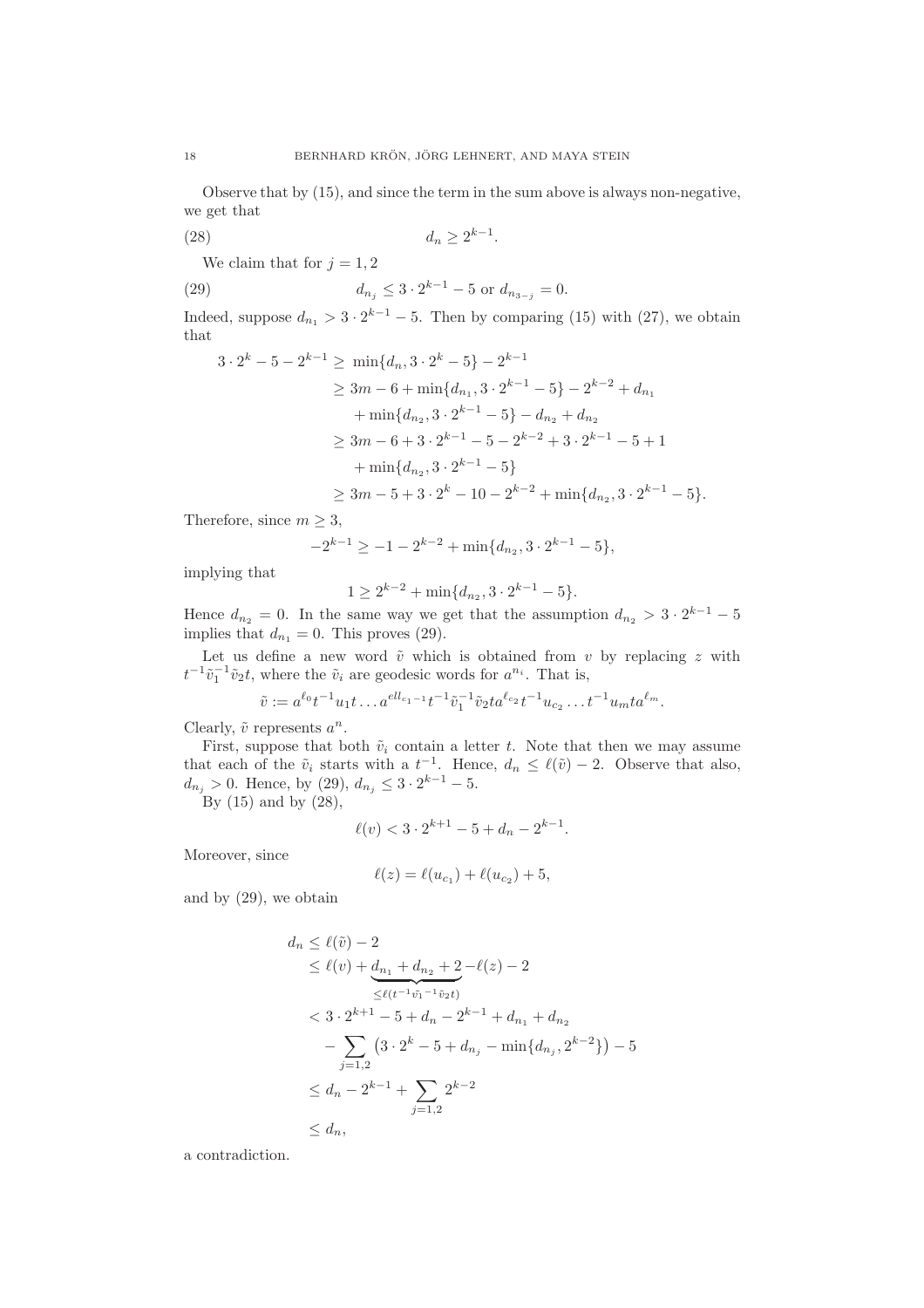Observe that by (15), and since the term in the sum above is always non-negative, we get that

$$d_n \geq 2^{k-1}. \tag{28}$$

We claim that for $j = 1, 2$

$$d_{n_j} \leq 3 \cdot 2^{k-1} - 5 \text{ or } d_{n_{3-j}} = 0. \tag{29}$$

Indeed, suppose $d_{n_1} > 3 \cdot 2^{k-1} - 5$. Then by comparing (15) with (27), we obtain that

$$\begin{aligned}
3 \cdot 2^k - 5 - 2^{k-1} \geq & \min\{d_n, 3 \cdot 2^k - 5\} - 2^{k-1} \\
\geq & \; 3m - 6 + \min\{d_{n_1}, 3 \cdot 2^{k-1} - 5\} - 2^{k-2} + d_{n_1} \\
& + \min\{d_{n_2}, 3 \cdot 2^{k-1} - 5\} - d_{n_2} + d_{n_2} \\
\geq & \; 3m - 6 + 3 \cdot 2^{k-1} - 5 - 2^{k-2} + 3 \cdot 2^{k-1} - 5 + 1 \\
& + \min\{d_{n_2}, 3 \cdot 2^{k-1} - 5\} \\
\geq & \; 3m - 5 + 3 \cdot 2^k - 10 - 2^{k-2} + \min\{d_{n_2}, 3 \cdot 2^{k-1} - 5\}.
\end{aligned}$$

Therefore, since $m \geq 3$,

$$-2^{k-1} \geq -1 - 2^{k-2} + \min\{d_{n_2}, 3 \cdot 2^{k-1} - 5\},$$

implying that

$$1 \geq 2^{k-2} + \min\{d_{n_2}, 3 \cdot 2^{k-1} - 5\}.$$

Hence $d_{n_2} = 0$. In the same way we get that the assumption $d_{n_2} > 3 \cdot 2^{k-1} - 5$ implies that $d_{n_1} = 0$. This proves (29).

Let us define a new word $\tilde{v}$ which is obtained from $v$ by replacing $z$ with $t^{-1}\tilde{v}_1^{-1}\tilde{v}_2 t$, where the $\tilde{v}_i$ are geodesic words for $a^{n_i}$. That is,

$$\tilde{v} := a^{\ell_0} t^{-1} u_1 t \dots a^{ell_{c_1 - 1}} t^{-1} \tilde{v}_1^{-1} \tilde{v}_2 t a^{\ell_{c_2}} t^{-1} u_{c_2} \dots t^{-1} u_m t a^{\ell_m}.$$

Clearly, $\tilde{v}$ represents $a^n$.

First, suppose that both $\tilde{v}_i$ contain a letter $t$. Note that then we may assume that each of the $\tilde{v}_i$ starts with a $t^{-1}$. Hence, $d_n \leq \ell(\tilde{v}) - 2$. Observe that also, $d_{n_j} > 0$. Hence, by (29), $d_{n_j} \leq 3 \cdot 2^{k-1} - 5$.

By (15) and by (28),

$$\ell(v) < 3 \cdot 2^{k+1} - 5 + d_n - 2^{k-1}.$$

Moreover, since

$$\ell(z) = \ell(u_{c_1}) + \ell(u_{c_2}) + 5,$$

and by (29), we obtain

$$\begin{aligned}
d_n & \leq \ell(\tilde{v}) - 2 \\
& \leq \ell(v) + \underbrace{d_{n_1} + d_{n_2} + 2}_{\leq \ell(t^{-1}\tilde{v_1}^{-1}\tilde{v}_2 t)} - \ell(z) - 2 \\
& < 3 \cdot 2^{k+1} - 5 + d_n - 2^{k-1} + d_{n_1} + d_{n_2} \\
& \quad - \sum_{j=1,2} \left(3 \cdot 2^k - 5 + d_{n_j} - \min\{d_{n_j}, 2^{k-2}\}\right) - 5 \\
& \leq d_n - 2^{k-1} + \sum_{j=1,2} 2^{k-2} \\
& \leq d_n,
\end{aligned}$$

a contradiction.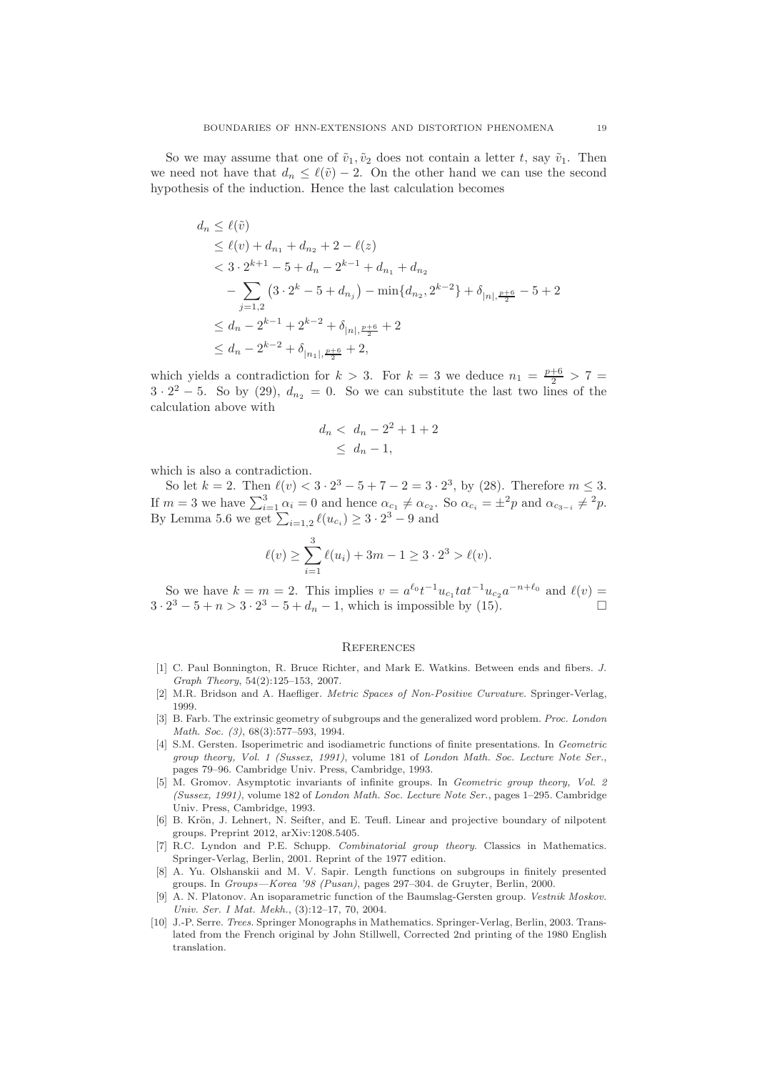So we may assume that one of $\tilde{v}_1, \tilde{v}_2$ does not contain a letter $t$, say $\tilde{v}_1$. Then we need not have that $d_n \leq \ell(\tilde{v}) - 2$. On the other hand we can use the second hypothesis of the induction. Hence the last calculation becomes

$$
\begin{aligned}
d_n &\leq \ell(\tilde{v}) \\
&\leq \ell(v) + d_{n_1} + d_{n_2} + 2 - \ell(z) \\
&< 3 \cdot 2^{k+1} - 5 + d_n - 2^{k-1} + d_{n_1} + d_{n_2} \\
&\quad - \sum_{j=1,2} \left(3 \cdot 2^k - 5 + d_{n_j}\right) - \min\{d_{n_2}, 2^{k-2}\} + \delta_{|n|, \frac{p+6}{2}} - 5 + 2 \\
&\leq d_n - 2^{k-1} + 2^{k-2} + \delta_{|n|, \frac{p+6}{2}} + 2 \\
&\leq d_n - 2^{k-2} + \delta_{|n_1|, \frac{p+6}{2}} + 2,
\end{aligned}
$$

which yields a contradiction for $k > 3$. For $k = 3$ we deduce $n_1 = \frac{p+6}{2} > 7 = 3 \cdot 2^2 - 5$. So by (29), $d_{n_2} = 0$. So we can substitute the last two lines of the calculation above with

$$
\begin{aligned}
d_n &< d_n - 2^2 + 1 + 2 \\
&\leq d_n - 1,
\end{aligned}
$$

which is also a contradiction.

So let $k = 2$. Then $\ell(v) < 3 \cdot 2^3 - 5 + 7 - 2 = 3 \cdot 2^3$, by (28). Therefore $m \leq 3$. If $m = 3$ we have $\sum_{i=1}^{3} \alpha_i = 0$ and hence $\alpha_{c_1} \neq \alpha_{c_2}$. So $\alpha_{c_i} = \pm^2 p$ and $\alpha_{c_{3-i}} \neq {}^2 p$. By Lemma 5.6 we get $\sum_{i=1,2} \ell(u_{c_i}) \geq 3 \cdot 2^3 - 9$ and

$$
\ell(v) \geq \sum_{i=1}^{3} \ell(u_i) + 3m - 1 \geq 3 \cdot 2^3 > \ell(v).
$$

So we have $k = m = 2$. This implies $v = a^{\ell_0} t^{-1} u_{c_1} t a t^{-1} u_{c_2} a^{-n+\ell_0}$ and $\ell(v) = 3 \cdot 2^3 - 5 + n > 3 \cdot 2^3 - 5 + d_n - 1$, which is impossible by (15). □

## References

[1] C. Paul Bonnington, R. Bruce Richter, and Mark E. Watkins. Between ends and fibers. *J. Graph Theory*, 54(2):125–153, 2007.

[2] M.R. Bridson and A. Haefliger. *Metric Spaces of Non-Positive Curvature*. Springer-Verlag, 1999.

[3] B. Farb. The extrinsic geometry of subgroups and the generalized word problem. *Proc. London Math. Soc. (3)*, 68(3):577–593, 1994.

[4] S.M. Gersten. Isoperimetric and isodiametric functions of finite presentations. In *Geometric group theory, Vol. 1 (Sussex, 1991)*, volume 181 of *London Math. Soc. Lecture Note Ser.*, pages 79–96. Cambridge Univ. Press, Cambridge, 1993.

[5] M. Gromov. Asymptotic invariants of infinite groups. In *Geometric group theory, Vol. 2 (Sussex, 1991)*, volume 182 of *London Math. Soc. Lecture Note Ser.*, pages 1–295. Cambridge Univ. Press, Cambridge, 1993.

[6] B. Krön, J. Lehnert, N. Seifter, and E. Teufl. Linear and projective boundary of nilpotent groups. Preprint 2012, arXiv:1208.5405.

[7] R.C. Lyndon and P.E. Schupp. *Combinatorial group theory*. Classics in Mathematics. Springer-Verlag, Berlin, 2001. Reprint of the 1977 edition.

[8] A. Yu. Olshanskii and M. V. Sapir. Length functions on subgroups in finitely presented groups. In *Groups—Korea '98 (Pusan)*, pages 297–304. de Gruyter, Berlin, 2000.

[9] A. N. Platonov. An isoparametric function of the Baumslag-Gersten group. *Vestnik Moskov. Univ. Ser. I Mat. Mekh.*, (3):12–17, 70, 2004.

[10] J.-P. Serre. *Trees*. Springer Monographs in Mathematics. Springer-Verlag, Berlin, 2003. Translated from the French original by John Stillwell, Corrected 2nd printing of the 1980 English translation.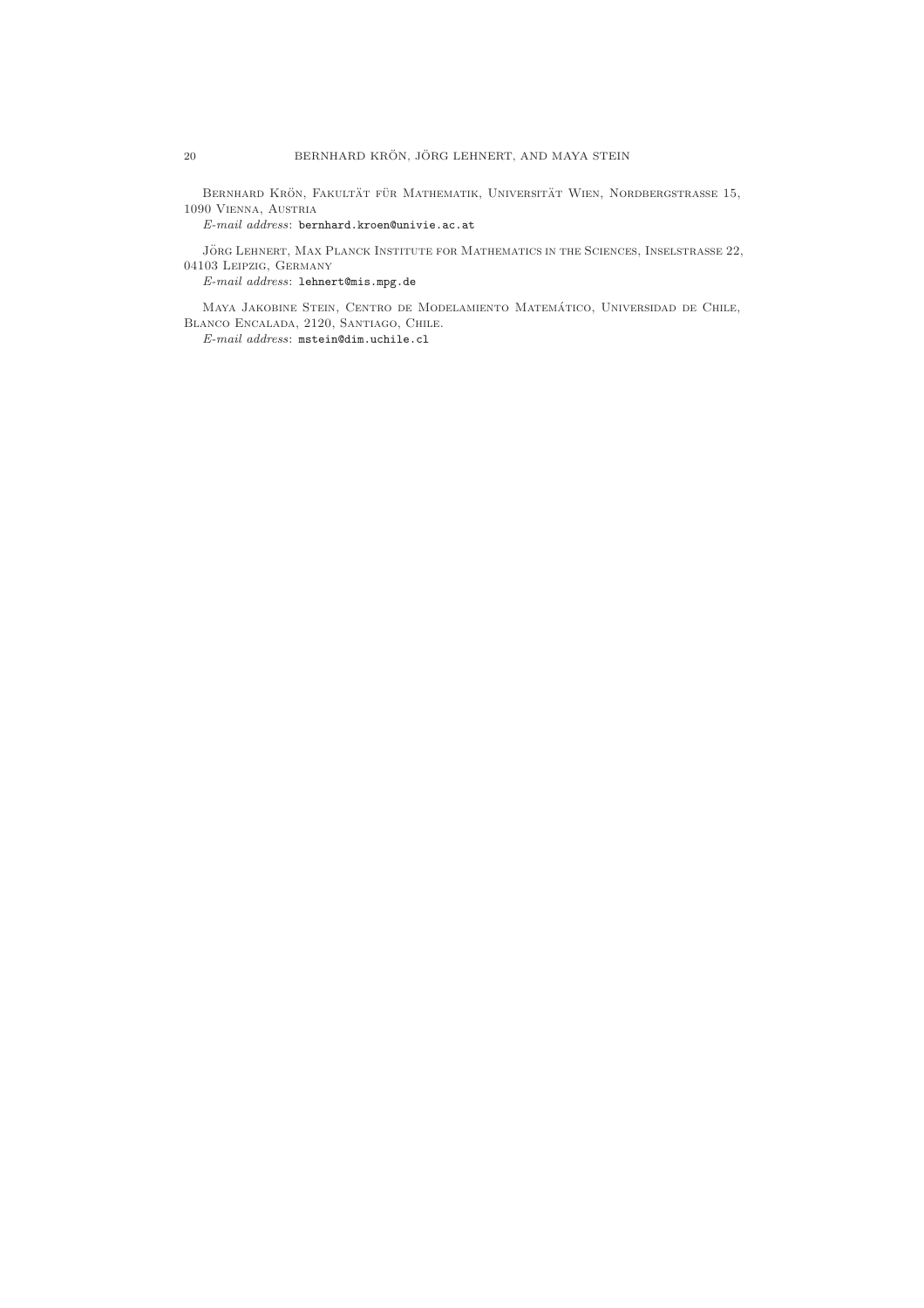Bernhard Krön, Fakultät für Mathematik, Universität Wien, Nordbergstrasse 15, 1090 Vienna, Austria

*E-mail address*: bernhard.kroen@univie.ac.at

Jörg Lehnert, Max Planck Institute for Mathematics in the Sciences, Inselstrasse 22, 04103 Leipzig, Germany

*E-mail address*: lehnert@mis.mpg.de

Maya Jakobine Stein, Centro de Modelamiento Matemático, Universidad de Chile, Blanco Encalada, 2120, Santiago, Chile.

*E-mail address*: mstein@dim.uchile.cl